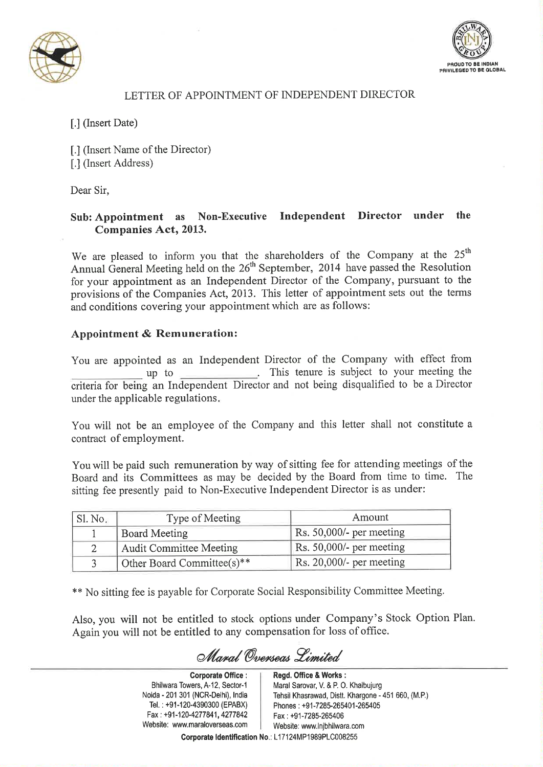LETTER OF APPOINTMENT OF INDEPENDENT DIRECTOR

[.] (Insert Date)

[.] (Insert Name of the Director)
[.] (Insert Address)

Dear Sir,

**Sub: Appointment as Non-Executive Independent Director under the Companies Act, 2013.**

We are pleased to inform you that the shareholders of the Company at the 25th Annual General Meeting held on the 26th September, 2014 have passed the Resolution for your appointment as an Independent Director of the Company, pursuant to the provisions of the Companies Act, 2013. This letter of appointment sets out the terms and conditions covering your appointment which are as follows:

**Appointment & Remuneration:**

You are appointed as an Independent Director of the Company with effect from ____________ up to ____________. This tenure is subject to your meeting the criteria for being an Independent Director and not being disqualified to be a Director under the applicable regulations.

You will not be an employee of the Company and this letter shall not constitute a contract of employment.

You will be paid such remuneration by way of sitting fee for attending meetings of the Board and its Committees as may be decided by the Board from time to time. The sitting fee presently paid to Non-Executive Independent Director is as under:

| Sl. No. | Type of Meeting | Amount |
|---|---|---|
| 1 | Board Meeting | Rs. 50,000/- per meeting |
| 2 | Audit Committee Meeting | Rs. 50,000/- per meeting |
| 3 | Other Board Committee(s)** | Rs. 20,000/- per meeting |

** No sitting fee is payable for Corporate Social Responsibility Committee Meeting.

Also, you will not be entitled to stock options under Company's Stock Option Plan. Again you will not be entitled to any compensation for loss of office.

*Maral Overseas Limited*

**Corporate Office :**
Bhilwara Towers, A-12, Sector-1
Noida - 201 301 (NCR-Delhi), India
Tel. : +91-120-4390300 (EPABX)
Fax : +91-120-4277841, 4277842
Website: www.maraloverseas.com

**Regd. Office & Works :**
Maral Sarovar, V. & P. O. Khalbujurg
Tehsil Khasrawad, Distt. Khargone - 451 660, (M.P.)
Phones : +91-7285-265401-265405
Fax : +91-7285-265406
Website: www.lnjbhilwara.com

**Corporate Identification No.**: L17124MP1989PLC008255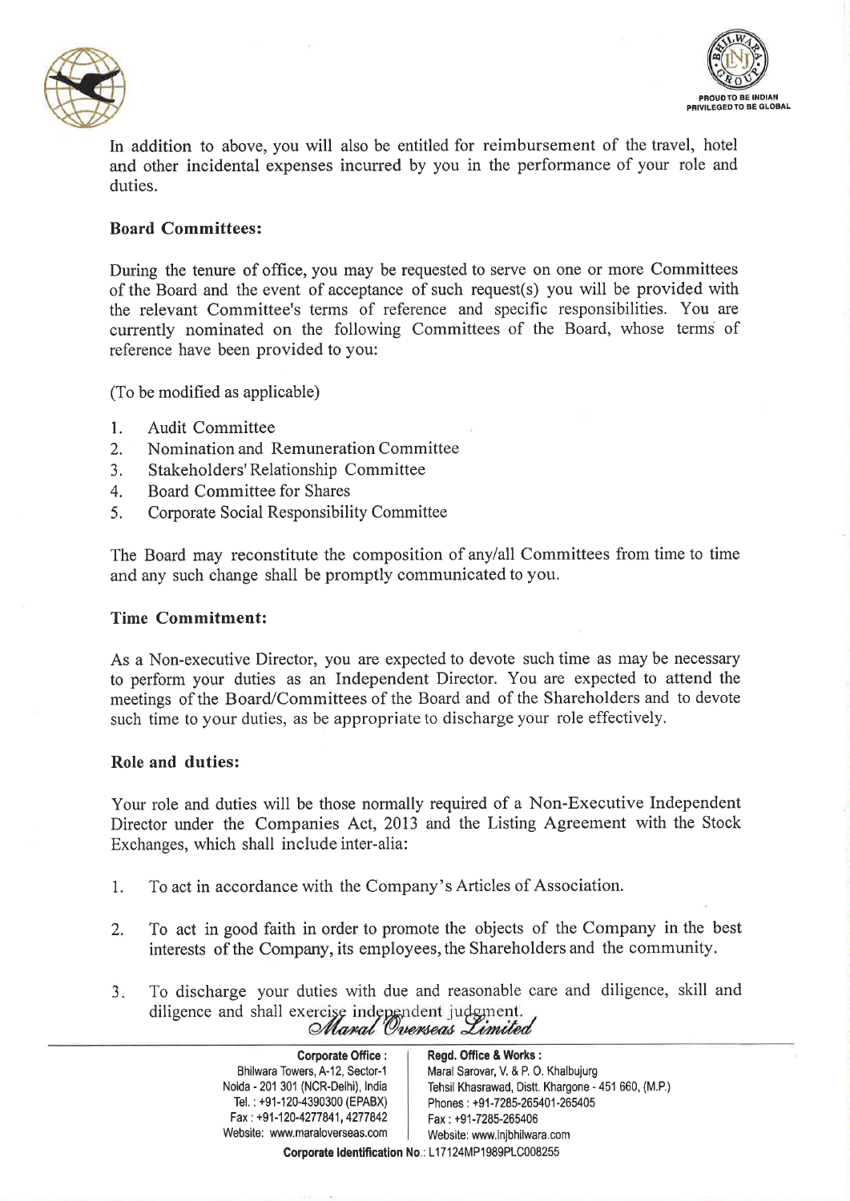In addition to above, you will also be entitled for reimbursement of the travel, hotel and other incidental expenses incurred by you in the performance of your role and duties.

### Board Committees:

During the tenure of office, you may be requested to serve on one or more Committees of the Board and the event of acceptance of such request(s) you will be provided with the relevant Committee's terms of reference and specific responsibilities. You are currently nominated on the following Committees of the Board, whose terms of reference have been provided to you:

(To be modified as applicable)

1. Audit Committee
2. Nomination and Remuneration Committee
3. Stakeholders' Relationship Committee
4. Board Committee for Shares
5. Corporate Social Responsibility Committee

The Board may reconstitute the composition of any/all Committees from time to time and any such change shall be promptly communicated to you.

### Time Commitment:

As a Non-executive Director, you are expected to devote such time as may be necessary to perform your duties as an Independent Director. You are expected to attend the meetings of the Board/Committees of the Board and of the Shareholders and to devote such time to your duties, as be appropriate to discharge your role effectively.

### Role and duties:

Your role and duties will be those normally required of a Non-Executive Independent Director under the Companies Act, 2013 and the Listing Agreement with the Stock Exchanges, which shall include inter-alia:

1. To act in accordance with the Company's Articles of Association.

2. To act in good faith in order to promote the objects of the Company in the best interests of the Company, its employees, the Shareholders and the community.

3. To discharge your duties with due and reasonable care and diligence, skill and diligence and shall exercise independent judgment.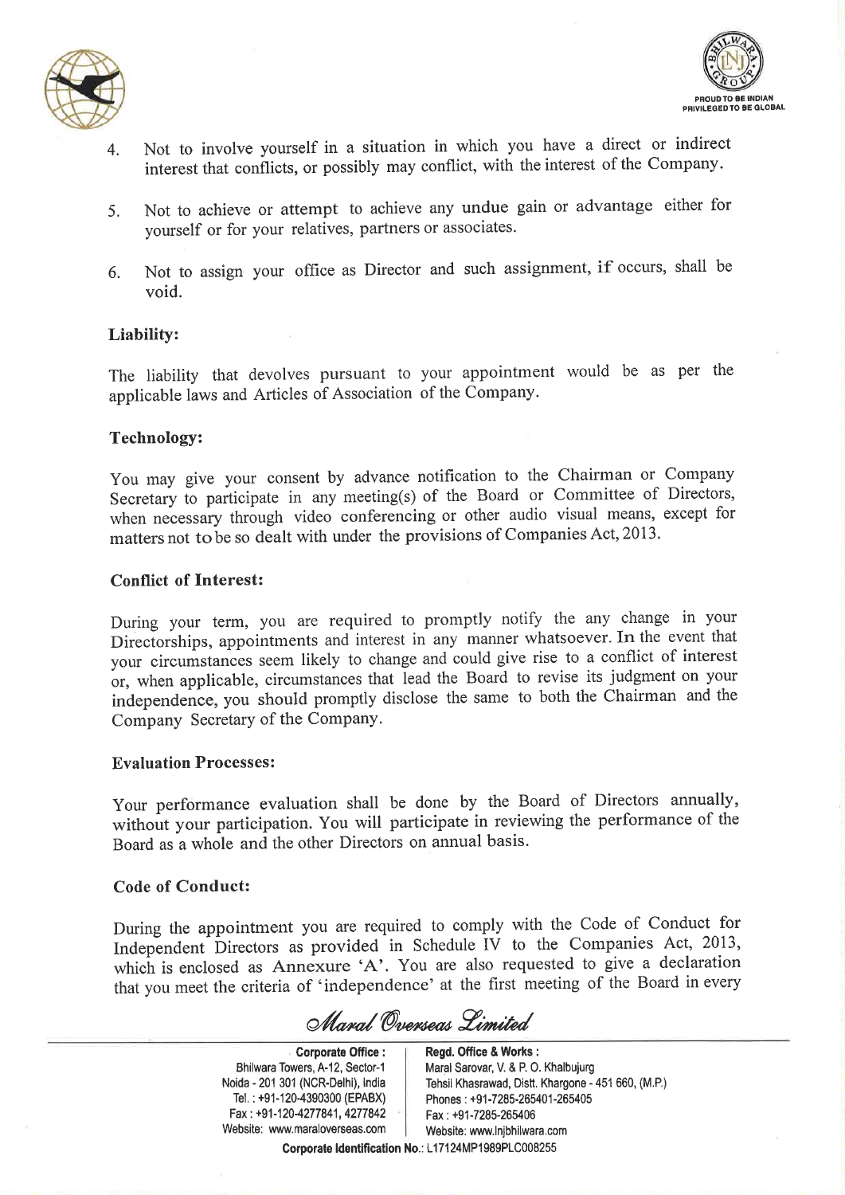4. Not to involve yourself in a situation in which you have a direct or indirect interest that conflicts, or possibly may conflict, with the interest of the Company.

5. Not to achieve or attempt to achieve any undue gain or advantage either for yourself or for your relatives, partners or associates.

6. Not to assign your office as Director and such assignment, if occurs, shall be void.

**Liability:**

The liability that devolves pursuant to your appointment would be as per the applicable laws and Articles of Association of the Company.

**Technology:**

You may give your consent by advance notification to the Chairman or Company Secretary to participate in any meeting(s) of the Board or Committee of Directors, when necessary through video conferencing or other audio visual means, except for matters not to be so dealt with under the provisions of Companies Act, 2013.

**Conflict of Interest:**

During your term, you are required to promptly notify the any change in your Directorships, appointments and interest in any manner whatsoever. In the event that your circumstances seem likely to change and could give rise to a conflict of interest or, when applicable, circumstances that lead the Board to revise its judgment on your independence, you should promptly disclose the same to both the Chairman and the Company Secretary of the Company.

**Evaluation Processes:**

Your performance evaluation shall be done by the Board of Directors annually, without your participation. You will participate in reviewing the performance of the Board as a whole and the other Directors on annual basis.

**Code of Conduct:**

During the appointment you are required to comply with the Code of Conduct for Independent Directors as provided in Schedule IV to the Companies Act, 2013, which is enclosed as Annexure 'A'. You are also requested to give a declaration that you meet the criteria of 'independence' at the first meeting of the Board in every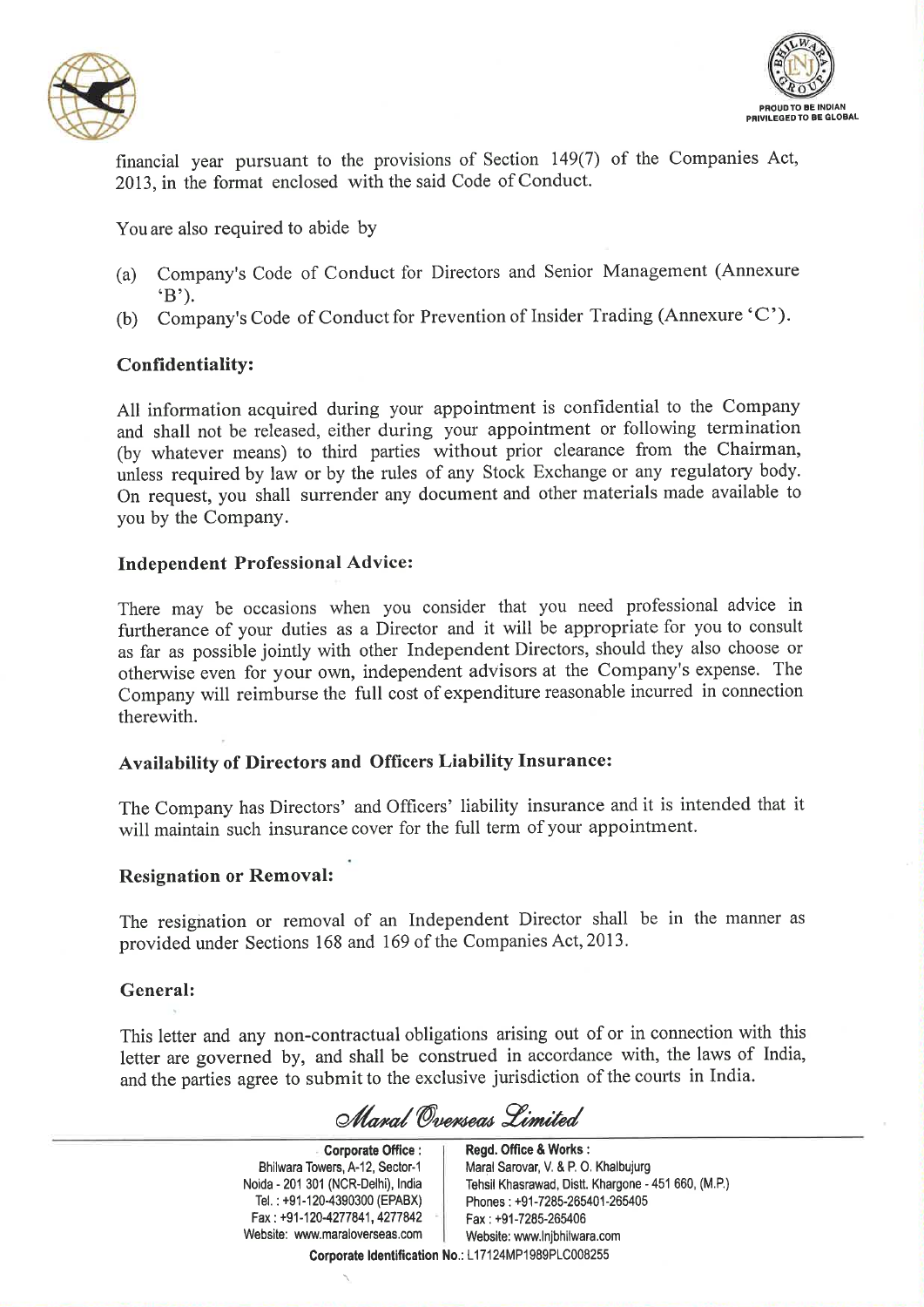financial year pursuant to the provisions of Section 149(7) of the Companies Act, 2013, in the format enclosed with the said Code of Conduct.

You are also required to abide by

(a) Company's Code of Conduct for Directors and Senior Management (Annexure 'B').
(b) Company's Code of Conduct for Prevention of Insider Trading (Annexure 'C').

### Confidentiality:

All information acquired during your appointment is confidential to the Company and shall not be released, either during your appointment or following termination (by whatever means) to third parties without prior clearance from the Chairman, unless required by law or by the rules of any Stock Exchange or any regulatory body. On request, you shall surrender any document and other materials made available to you by the Company.

### Independent Professional Advice:

There may be occasions when you consider that you need professional advice in furtherance of your duties as a Director and it will be appropriate for you to consult as far as possible jointly with other Independent Directors, should they also choose or otherwise even for your own, independent advisors at the Company's expense. The Company will reimburse the full cost of expenditure reasonable incurred in connection therewith.

### Availability of Directors and Officers Liability Insurance:

The Company has Directors' and Officers' liability insurance and it is intended that it will maintain such insurance cover for the full term of your appointment.

### Resignation or Removal:

The resignation or removal of an Independent Director shall be in the manner as provided under Sections 168 and 169 of the Companies Act, 2013.

### General:

This letter and any non-contractual obligations arising out of or in connection with this letter are governed by, and shall be construed in accordance with, the laws of India, and the parties agree to submit to the exclusive jurisdiction of the courts in India.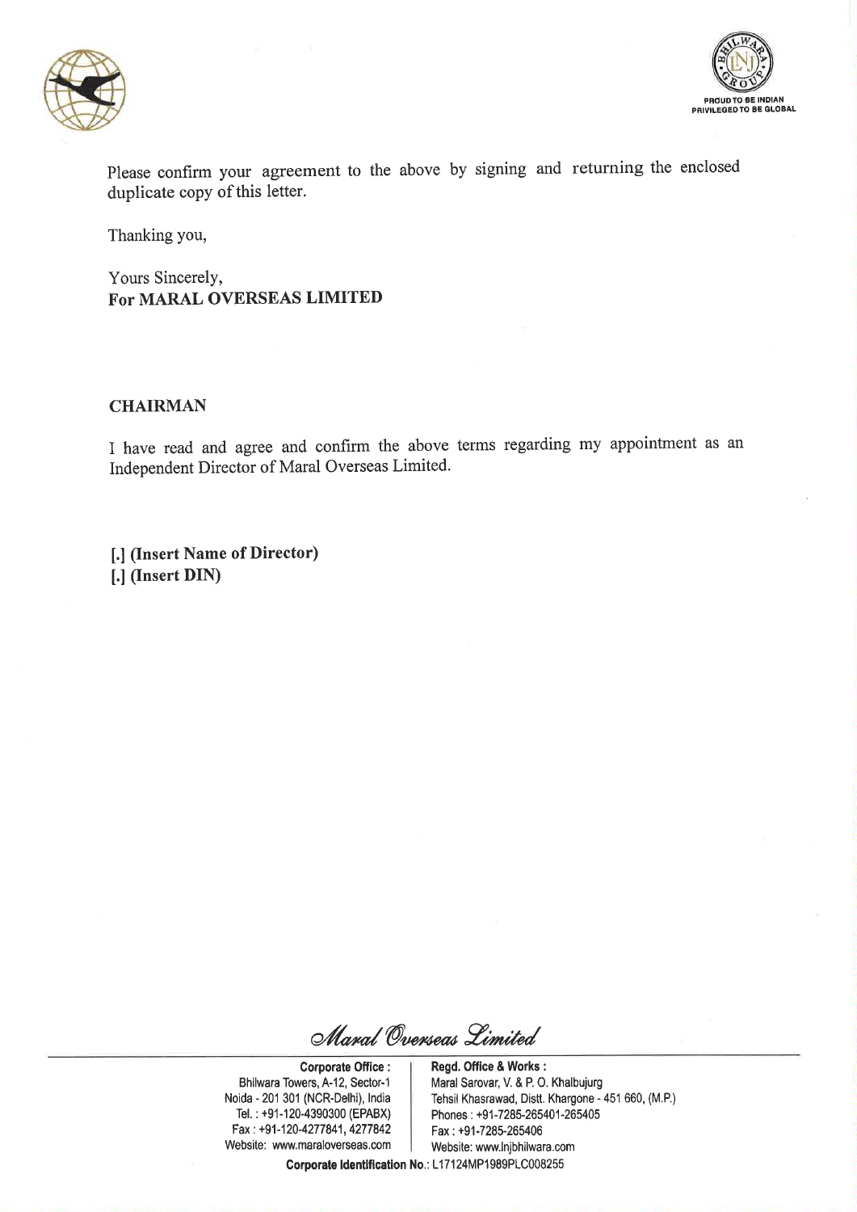Please confirm your agreement to the above by signing and returning the enclosed duplicate copy of this letter.

Thanking you,

Yours Sincerely,
**For MARAL OVERSEAS LIMITED**

**CHAIRMAN**

I have read and agree and confirm the above terms regarding my appointment as an Independent Director of Maral Overseas Limited.

**[.] (Insert Name of Director)**
**[.] (Insert DIN)**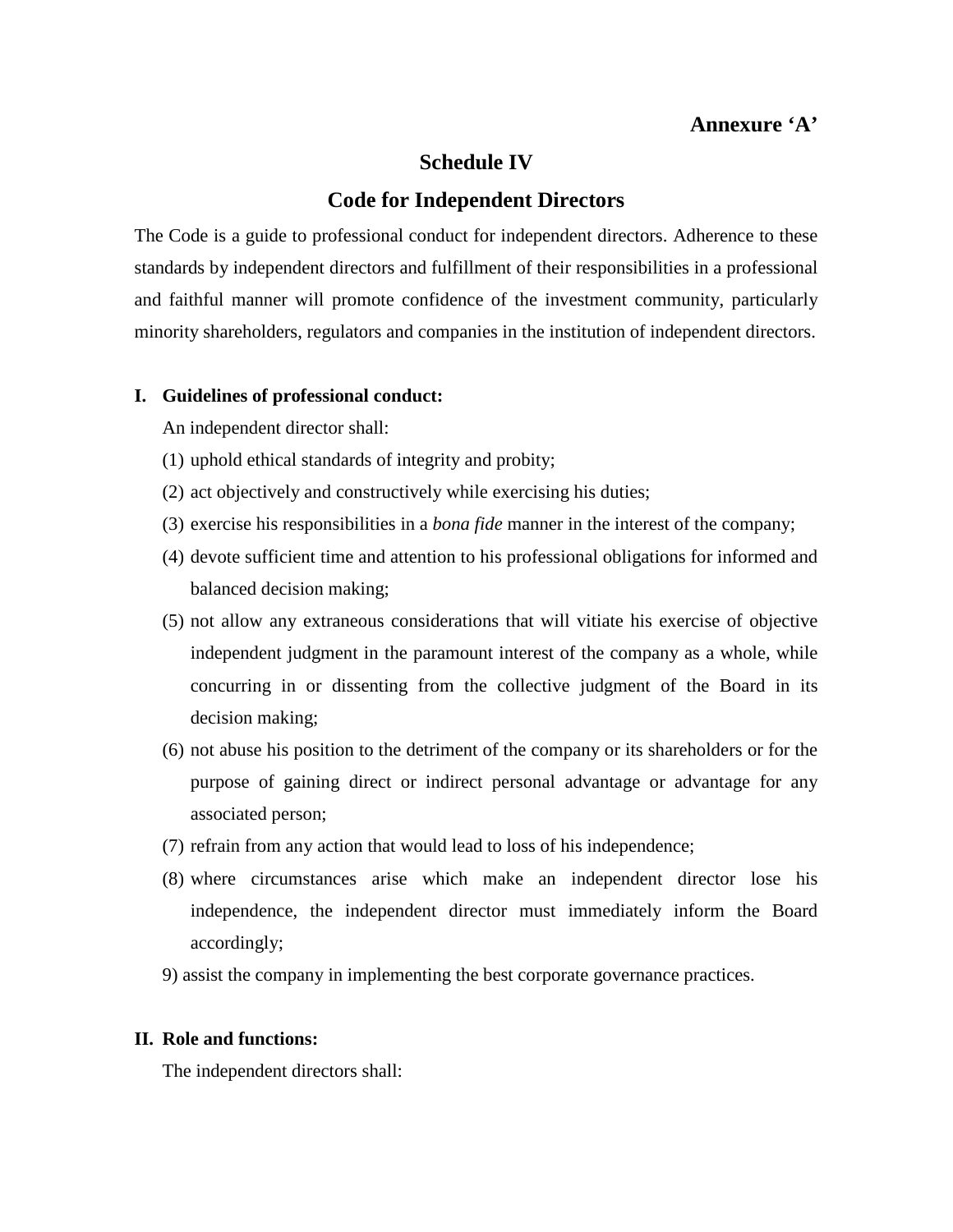**Annexure 'A'**

# Schedule IV

# Code for Independent Directors

The Code is a guide to professional conduct for independent directors. Adherence to these standards by independent directors and fulfillment of their responsibilities in a professional and faithful manner will promote confidence of the investment community, particularly minority shareholders, regulators and companies in the institution of independent directors.

## I. Guidelines of professional conduct:

An independent director shall:

(1) uphold ethical standards of integrity and probity;

(2) act objectively and constructively while exercising his duties;

(3) exercise his responsibilities in a *bona fide* manner in the interest of the company;

(4) devote sufficient time and attention to his professional obligations for informed and balanced decision making;

(5) not allow any extraneous considerations that will vitiate his exercise of objective independent judgment in the paramount interest of the company as a whole, while concurring in or dissenting from the collective judgment of the Board in its decision making;

(6) not abuse his position to the detriment of the company or its shareholders or for the purpose of gaining direct or indirect personal advantage or advantage for any associated person;

(7) refrain from any action that would lead to loss of his independence;

(8) where circumstances arise which make an independent director lose his independence, the independent director must immediately inform the Board accordingly;

9) assist the company in implementing the best corporate governance practices.

## II. Role and functions:

The independent directors shall: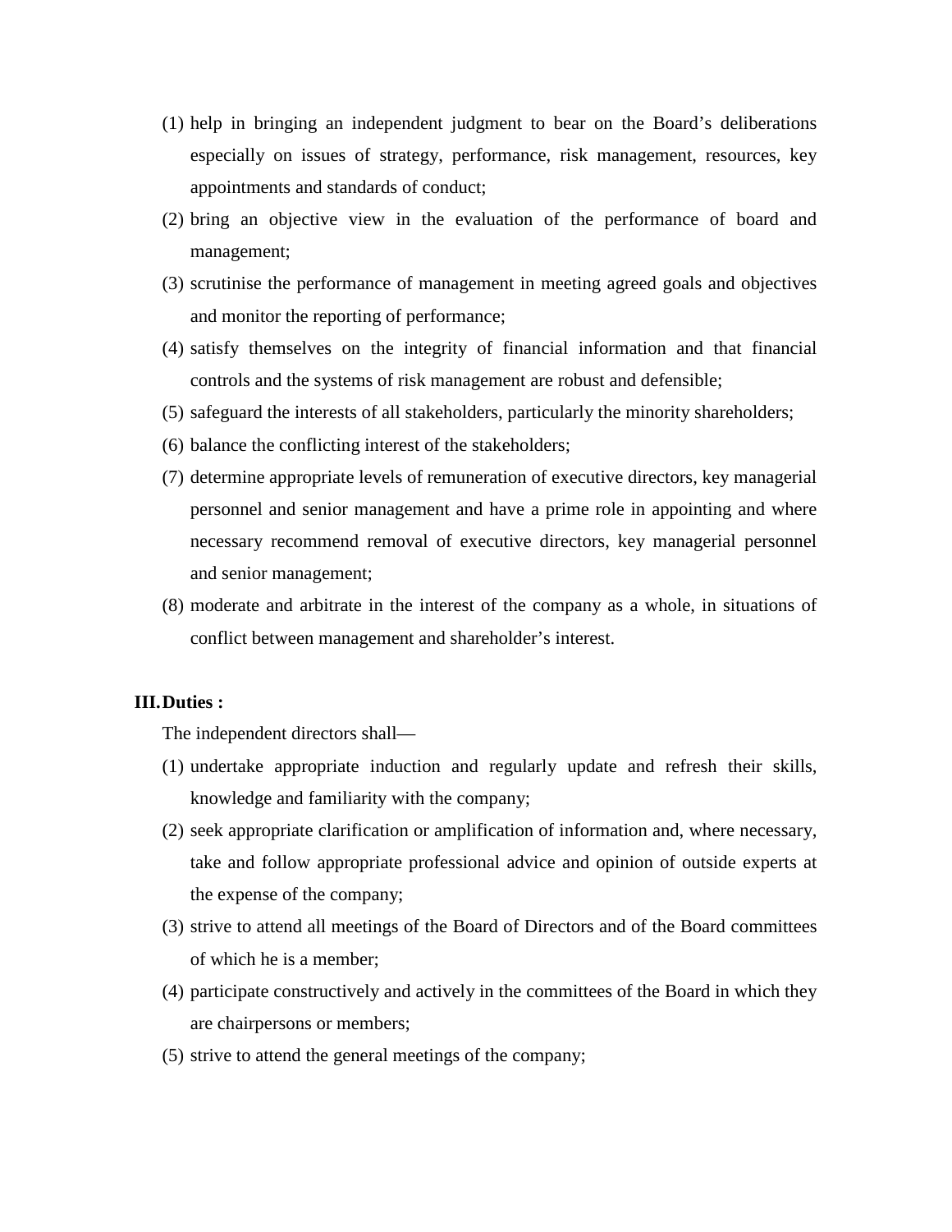(1) help in bringing an independent judgment to bear on the Board's deliberations especially on issues of strategy, performance, risk management, resources, key appointments and standards of conduct;

(2) bring an objective view in the evaluation of the performance of board and management;

(3) scrutinise the performance of management in meeting agreed goals and objectives and monitor the reporting of performance;

(4) satisfy themselves on the integrity of financial information and that financial controls and the systems of risk management are robust and defensible;

(5) safeguard the interests of all stakeholders, particularly the minority shareholders;

(6) balance the conflicting interest of the stakeholders;

(7) determine appropriate levels of remuneration of executive directors, key managerial personnel and senior management and have a prime role in appointing and where necessary recommend removal of executive directors, key managerial personnel and senior management;

(8) moderate and arbitrate in the interest of the company as a whole, in situations of conflict between management and shareholder's interest.

**III. Duties :**

The independent directors shall—

(1) undertake appropriate induction and regularly update and refresh their skills, knowledge and familiarity with the company;

(2) seek appropriate clarification or amplification of information and, where necessary, take and follow appropriate professional advice and opinion of outside experts at the expense of the company;

(3) strive to attend all meetings of the Board of Directors and of the Board committees of which he is a member;

(4) participate constructively and actively in the committees of the Board in which they are chairpersons or members;

(5) strive to attend the general meetings of the company;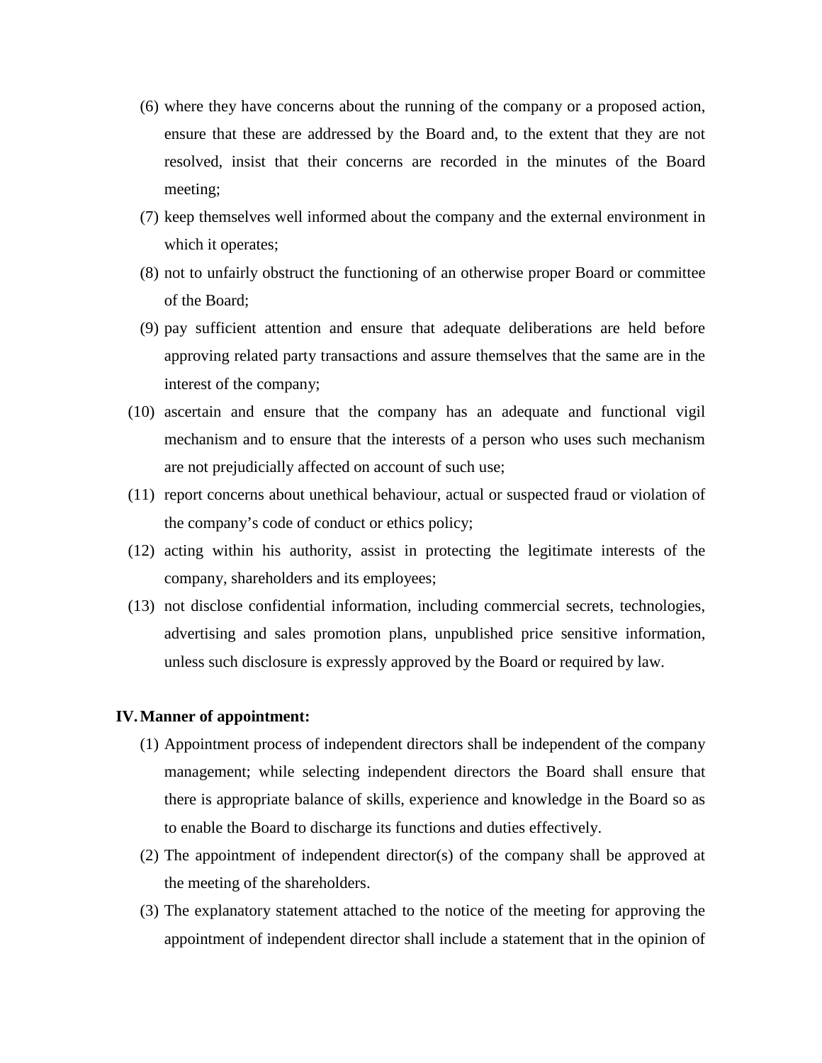(6) where they have concerns about the running of the company or a proposed action, ensure that these are addressed by the Board and, to the extent that they are not resolved, insist that their concerns are recorded in the minutes of the Board meeting;

(7) keep themselves well informed about the company and the external environment in which it operates;

(8) not to unfairly obstruct the functioning of an otherwise proper Board or committee of the Board;

(9) pay sufficient attention and ensure that adequate deliberations are held before approving related party transactions and assure themselves that the same are in the interest of the company;

(10) ascertain and ensure that the company has an adequate and functional vigil mechanism and to ensure that the interests of a person who uses such mechanism are not prejudicially affected on account of such use;

(11) report concerns about unethical behaviour, actual or suspected fraud or violation of the company's code of conduct or ethics policy;

(12) acting within his authority, assist in protecting the legitimate interests of the company, shareholders and its employees;

(13) not disclose confidential information, including commercial secrets, technologies, advertising and sales promotion plans, unpublished price sensitive information, unless such disclosure is expressly approved by the Board or required by law.

**IV. Manner of appointment:**

(1) Appointment process of independent directors shall be independent of the company management; while selecting independent directors the Board shall ensure that there is appropriate balance of skills, experience and knowledge in the Board so as to enable the Board to discharge its functions and duties effectively.

(2) The appointment of independent director(s) of the company shall be approved at the meeting of the shareholders.

(3) The explanatory statement attached to the notice of the meeting for approving the appointment of independent director shall include a statement that in the opinion of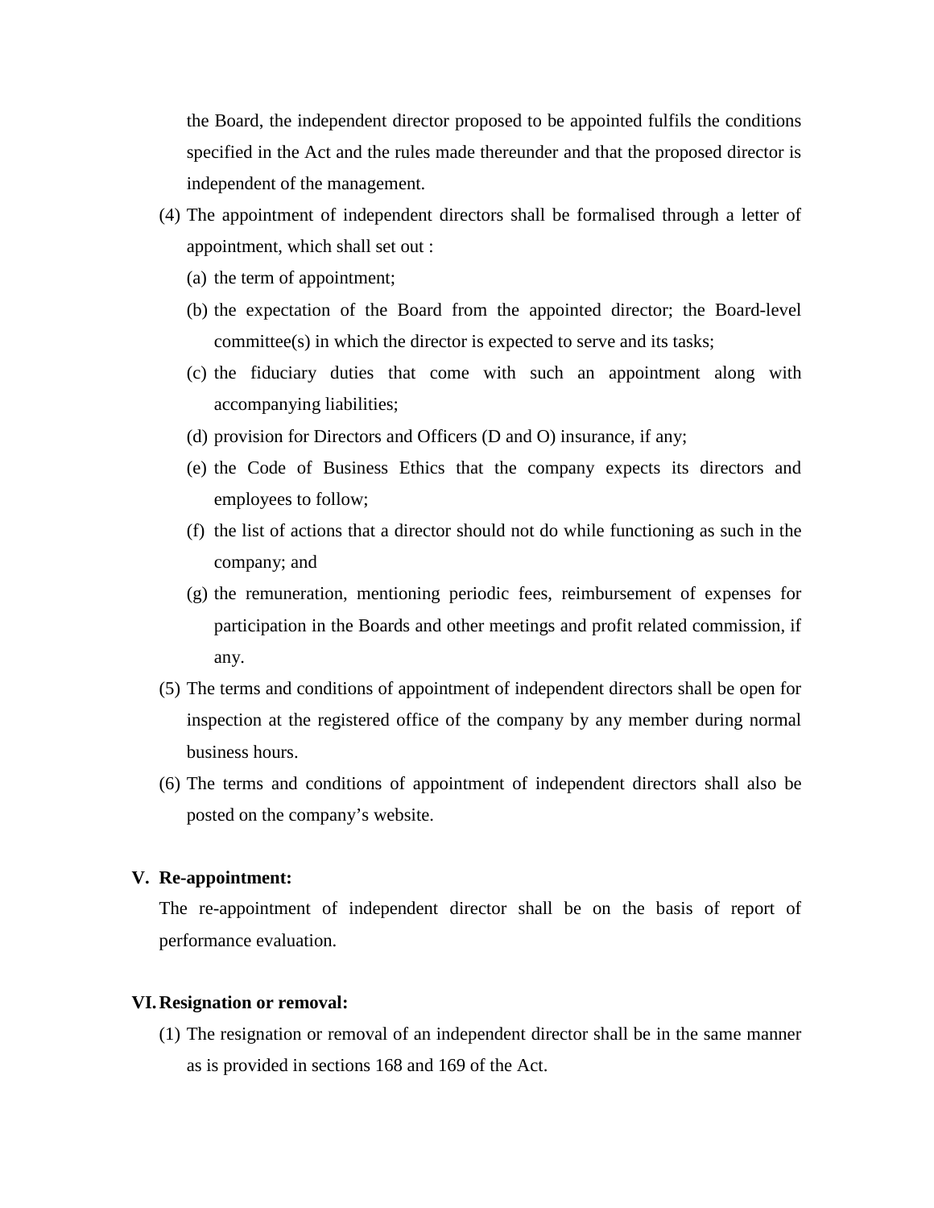the Board, the independent director proposed to be appointed fulfils the conditions specified in the Act and the rules made thereunder and that the proposed director is independent of the management.

(4) The appointment of independent directors shall be formalised through a letter of appointment, which shall set out :

   (a) the term of appointment;

   (b) the expectation of the Board from the appointed director; the Board-level committee(s) in which the director is expected to serve and its tasks;

   (c) the fiduciary duties that come with such an appointment along with accompanying liabilities;

   (d) provision for Directors and Officers (D and O) insurance, if any;

   (e) the Code of Business Ethics that the company expects its directors and employees to follow;

   (f) the list of actions that a director should not do while functioning as such in the company; and

   (g) the remuneration, mentioning periodic fees, reimbursement of expenses for participation in the Boards and other meetings and profit related commission, if any.

(5) The terms and conditions of appointment of independent directors shall be open for inspection at the registered office of the company by any member during normal business hours.

(6) The terms and conditions of appointment of independent directors shall also be posted on the company's website.

**V. Re-appointment:**

The re-appointment of independent director shall be on the basis of report of performance evaluation.

**VI. Resignation or removal:**

(1) The resignation or removal of an independent director shall be in the same manner as is provided in sections 168 and 169 of the Act.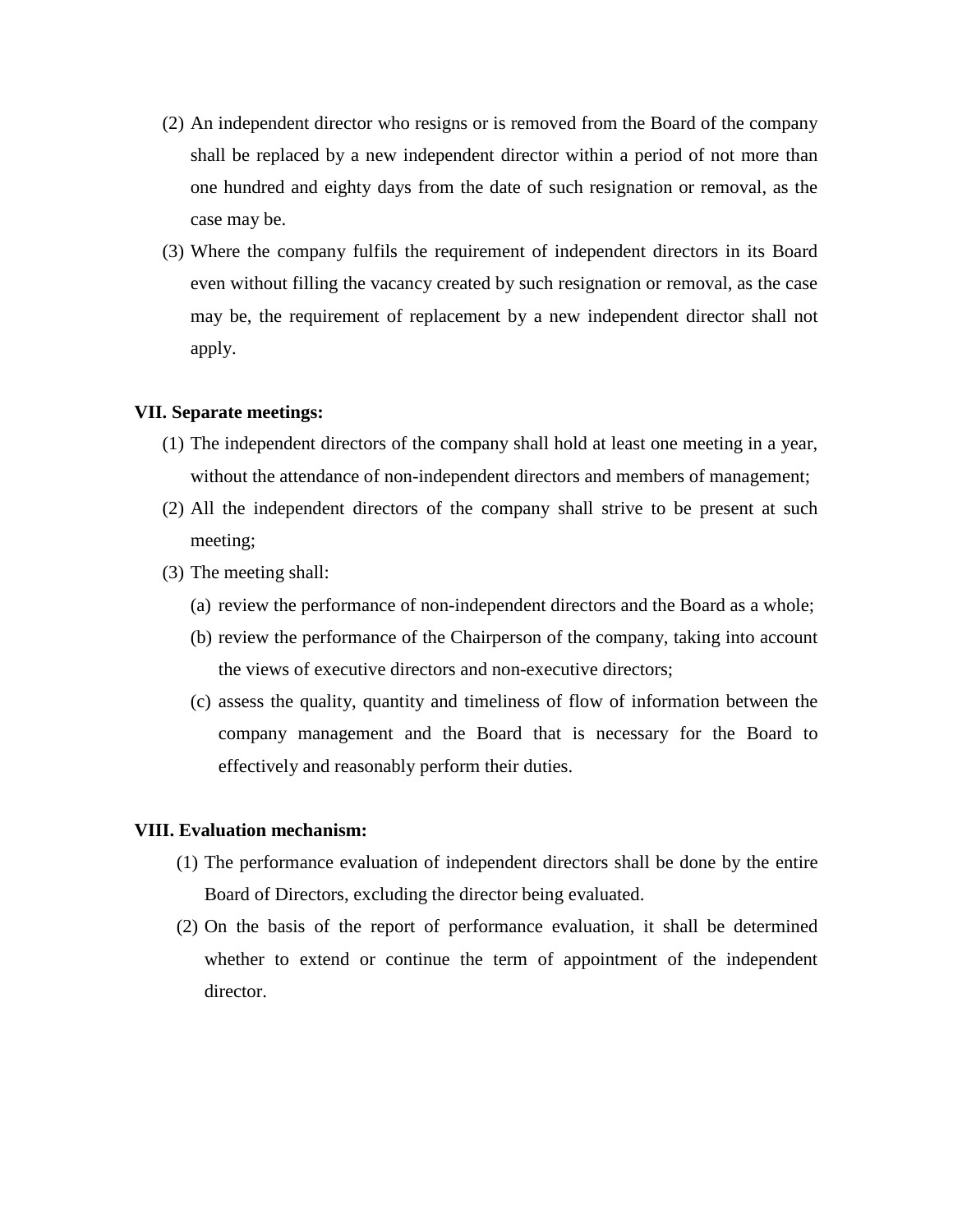(2) An independent director who resigns or is removed from the Board of the company shall be replaced by a new independent director within a period of not more than one hundred and eighty days from the date of such resignation or removal, as the case may be.

(3) Where the company fulfils the requirement of independent directors in its Board even without filling the vacancy created by such resignation or removal, as the case may be, the requirement of replacement by a new independent director shall not apply.

**VII. Separate meetings:**

(1) The independent directors of the company shall hold at least one meeting in a year, without the attendance of non-independent directors and members of management;

(2) All the independent directors of the company shall strive to be present at such meeting;

(3) The meeting shall:

   (a) review the performance of non-independent directors and the Board as a whole;

   (b) review the performance of the Chairperson of the company, taking into account the views of executive directors and non-executive directors;

   (c) assess the quality, quantity and timeliness of flow of information between the company management and the Board that is necessary for the Board to effectively and reasonably perform their duties.

**VIII. Evaluation mechanism:**

(1) The performance evaluation of independent directors shall be done by the entire Board of Directors, excluding the director being evaluated.

(2) On the basis of the report of performance evaluation, it shall be determined whether to extend or continue the term of appointment of the independent director.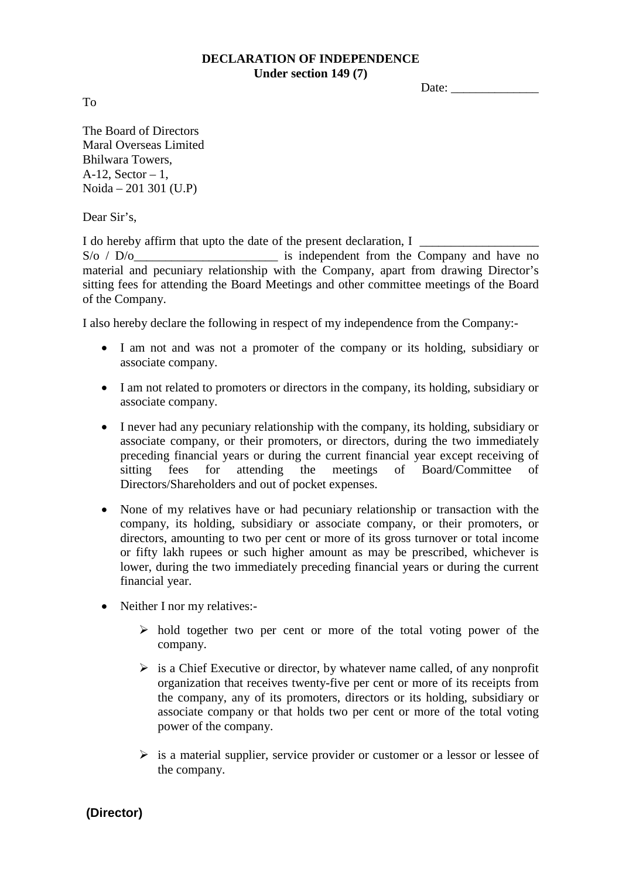**DECLARATION OF INDEPENDENCE**
**Under section 149 (7)**

Date: ______________

To

The Board of Directors
Maral Overseas Limited
Bhilwara Towers,
A-12, Sector – 1,
Noida – 201 301 (U.P)

Dear Sir's,

I do hereby affirm that upto the date of the present declaration, I ___________________ S/o / D/o_______________________ is independent from the Company and have no material and pecuniary relationship with the Company, apart from drawing Director's sitting fees for attending the Board Meetings and other committee meetings of the Board of the Company.

I also hereby declare the following in respect of my independence from the Company:-

- I am not and was not a promoter of the company or its holding, subsidiary or associate company.
- I am not related to promoters or directors in the company, its holding, subsidiary or associate company.
- I never had any pecuniary relationship with the company, its holding, subsidiary or associate company, or their promoters, or directors, during the two immediately preceding financial years or during the current financial year except receiving of sitting fees for attending the meetings of Board/Committee of Directors/Shareholders and out of pocket expenses.
- None of my relatives have or had pecuniary relationship or transaction with the company, its holding, subsidiary or associate company, or their promoters, or directors, amounting to two per cent or more of its gross turnover or total income or fifty lakh rupees or such higher amount as may be prescribed, whichever is lower, during the two immediately preceding financial years or during the current financial year.
- Neither I nor my relatives:-
  - hold together two per cent or more of the total voting power of the company.
  - is a Chief Executive or director, by whatever name called, of any nonprofit organization that receives twenty-five per cent or more of its receipts from the company, any of its promoters, directors or its holding, subsidiary or associate company or that holds two per cent or more of the total voting power of the company.
  - is a material supplier, service provider or customer or a lessor or lessee of the company.

**(Director)**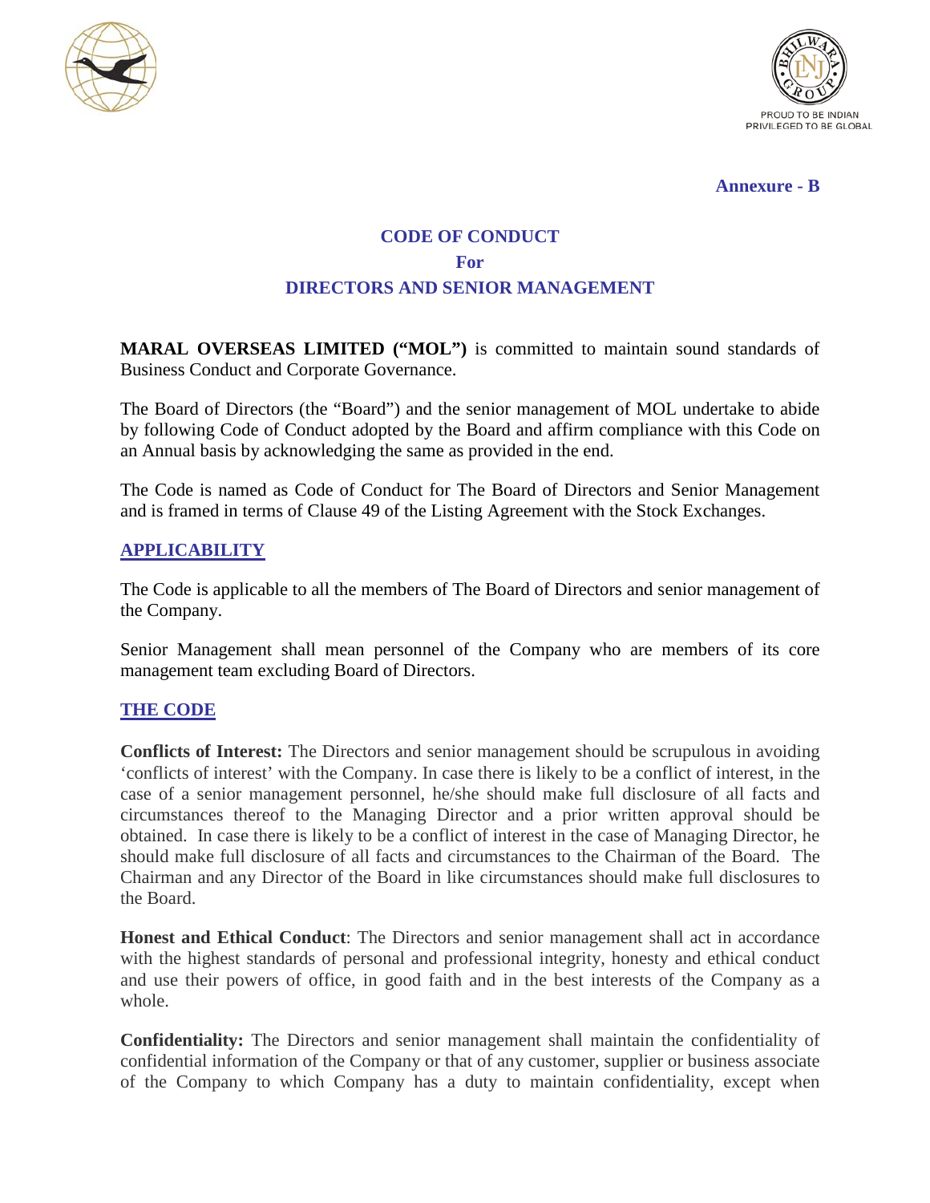**Annexure - B**

# CODE OF CONDUCT
# For
# DIRECTORS AND SENIOR MANAGEMENT

**MARAL OVERSEAS LIMITED ("MOL")** is committed to maintain sound standards of Business Conduct and Corporate Governance.

The Board of Directors (the "Board") and the senior management of MOL undertake to abide by following Code of Conduct adopted by the Board and affirm compliance with this Code on an Annual basis by acknowledging the same as provided in the end.

The Code is named as Code of Conduct for The Board of Directors and Senior Management and is framed in terms of Clause 49 of the Listing Agreement with the Stock Exchanges.

## APPLICABILITY

The Code is applicable to all the members of The Board of Directors and senior management of the Company.

Senior Management shall mean personnel of the Company who are members of its core management team excluding Board of Directors.

## THE CODE

**Conflicts of Interest:** The Directors and senior management should be scrupulous in avoiding 'conflicts of interest' with the Company. In case there is likely to be a conflict of interest, in the case of a senior management personnel, he/she should make full disclosure of all facts and circumstances thereof to the Managing Director and a prior written approval should be obtained. In case there is likely to be a conflict of interest in the case of Managing Director, he should make full disclosure of all facts and circumstances to the Chairman of the Board. The Chairman and any Director of the Board in like circumstances should make full disclosures to the Board.

**Honest and Ethical Conduct**: The Directors and senior management shall act in accordance with the highest standards of personal and professional integrity, honesty and ethical conduct and use their powers of office, in good faith and in the best interests of the Company as a whole.

**Confidentiality:** The Directors and senior management shall maintain the confidentiality of confidential information of the Company or that of any customer, supplier or business associate of the Company to which Company has a duty to maintain confidentiality, except when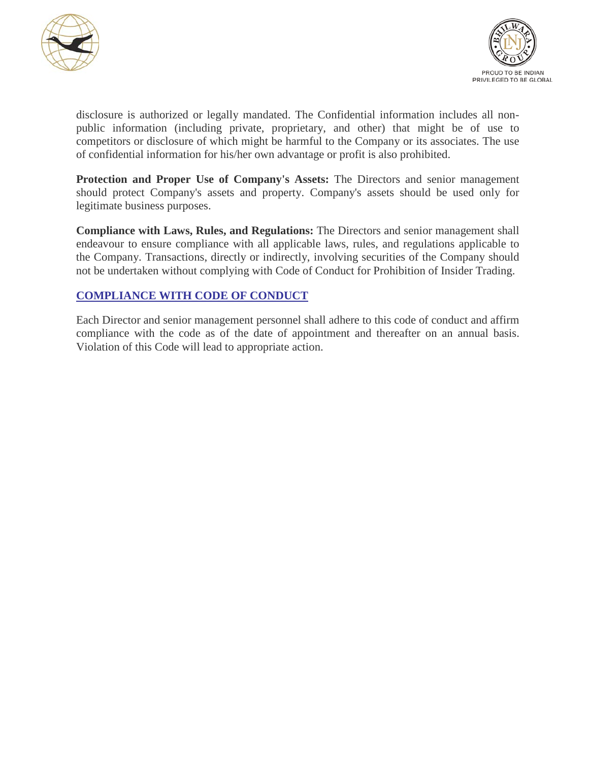disclosure is authorized or legally mandated. The Confidential information includes all non-public information (including private, proprietary, and other) that might be of use to competitors or disclosure of which might be harmful to the Company or its associates. The use of confidential information for his/her own advantage or profit is also prohibited.

**Protection and Proper Use of Company's Assets:** The Directors and senior management should protect Company's assets and property. Company's assets should be used only for legitimate business purposes.

**Compliance with Laws, Rules, and Regulations:** The Directors and senior management shall endeavour to ensure compliance with all applicable laws, rules, and regulations applicable to the Company. Transactions, directly or indirectly, involving securities of the Company should not be undertaken without complying with Code of Conduct for Prohibition of Insider Trading.

## COMPLIANCE WITH CODE OF CONDUCT

Each Director and senior management personnel shall adhere to this code of conduct and affirm compliance with the code as of the date of appointment and thereafter on an annual basis. Violation of this Code will lead to appropriate action.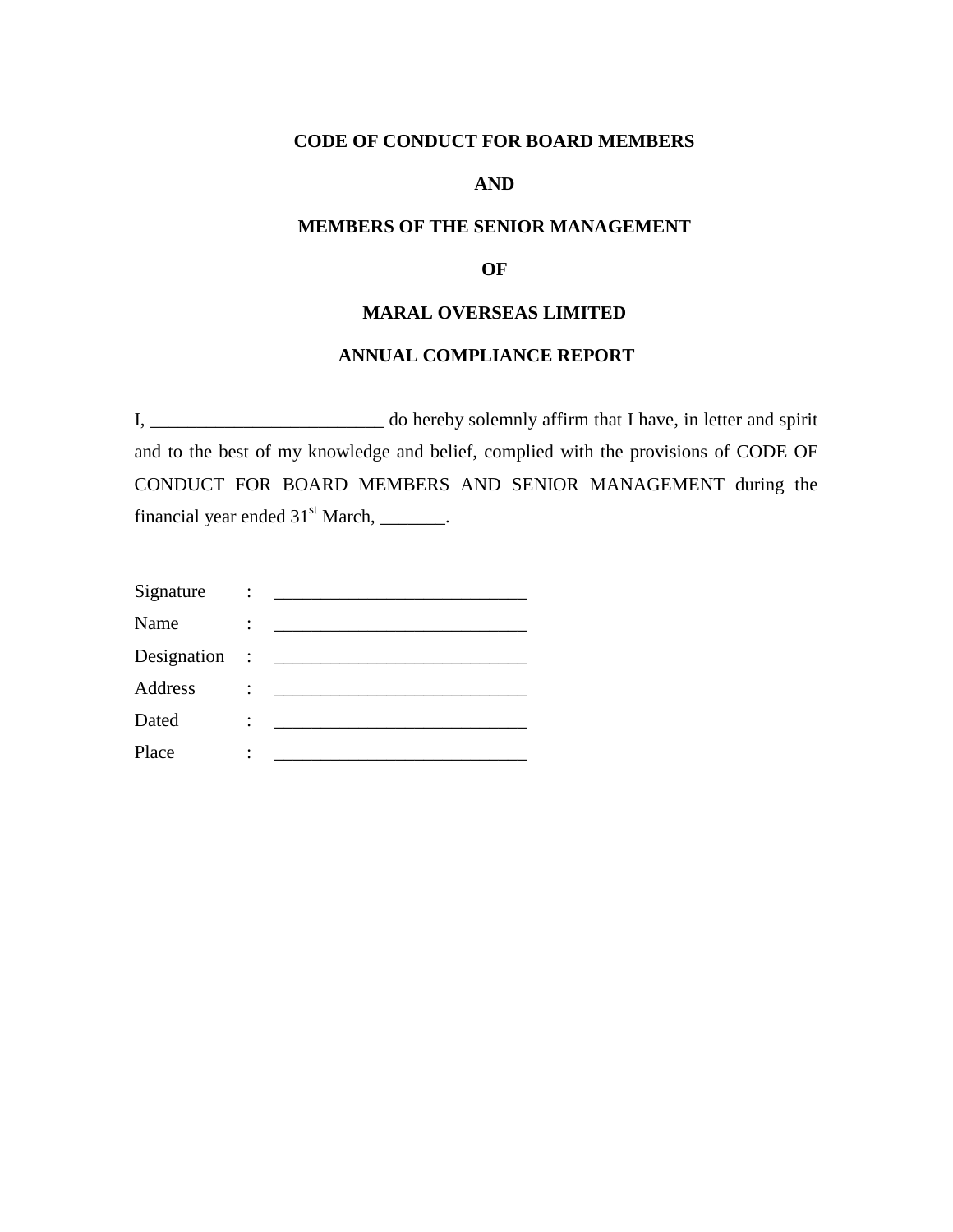**CODE OF CONDUCT FOR BOARD MEMBERS**

**AND**

**MEMBERS OF THE SENIOR MANAGEMENT**

**OF**

**MARAL OVERSEAS LIMITED**

**ANNUAL COMPLIANCE REPORT**

I, _________________________ do hereby solemnly affirm that I have, in letter and spirit and to the best of my knowledge and belief, complied with the provisions of CODE OF CONDUCT FOR BOARD MEMBERS AND SENIOR MANAGEMENT during the financial year ended 31st March, _______.

Signature : ___________________________

Name : ___________________________

Designation : ___________________________

Address : ___________________________

Dated : ___________________________

Place : ___________________________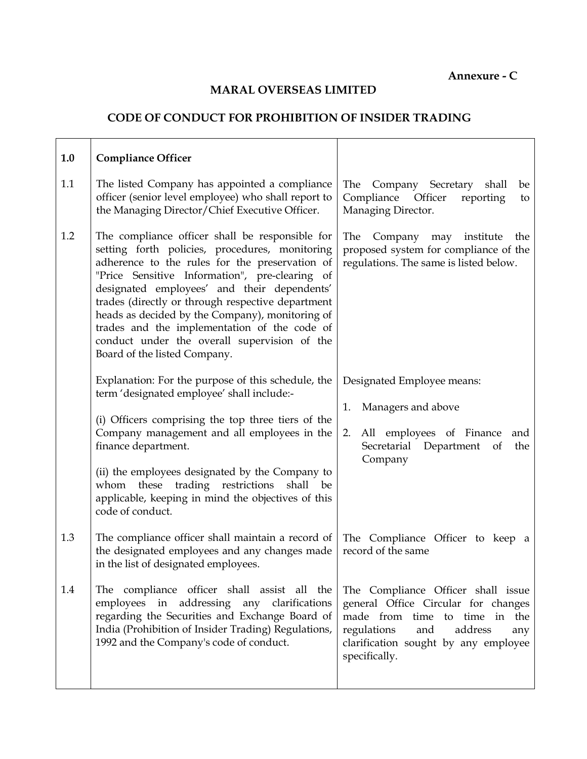**Annexure - C**

# MAREL OVERSEAS LIMITED

## CODE OF CONDUCT FOR PROHIBITION OF INSIDER TRADING

| | | |
|---|---|---|
| **1.0** | **Compliance Officer** | |
| 1.1 | The listed Company has appointed a compliance officer (senior level employee) who shall report to the Managing Director/Chief Executive Officer. | The Company Secretary shall be Compliance Officer reporting to Managing Director. |
| 1.2 | The compliance officer shall be responsible for setting forth policies, procedures, monitoring adherence to the rules for the preservation of "Price Sensitive Information", pre-clearing of designated employees' and their dependents' trades (directly or through respective department heads as decided by the Company), monitoring of trades and the implementation of the code of conduct under the overall supervision of the Board of the listed Company. | The Company may institute the proposed system for compliance of the regulations. The same is listed below. |
| | Explanation: For the purpose of this schedule, the term 'designated employee' shall include:-<br><br>(i) Officers comprising the top three tiers of the Company management and all employees in the finance department.<br><br>(ii) the employees designated by the Company to whom these trading restrictions shall be applicable, keeping in mind the objectives of this code of conduct. | Designated Employee means:<br><br>1. Managers and above<br><br>2. All employees of Finance and Secretarial Department of the Company |
| 1.3 | The compliance officer shall maintain a record of the designated employees and any changes made in the list of designated employees. | The Compliance Officer to keep a record of the same |
| 1.4 | The compliance officer shall assist all the employees in addressing any clarifications regarding the Securities and Exchange Board of India (Prohibition of Insider Trading) Regulations, 1992 and the Company's code of conduct. | The Compliance Officer shall issue general Office Circular for changes made from time to time in the regulations and address any clarification sought by any employee specifically. |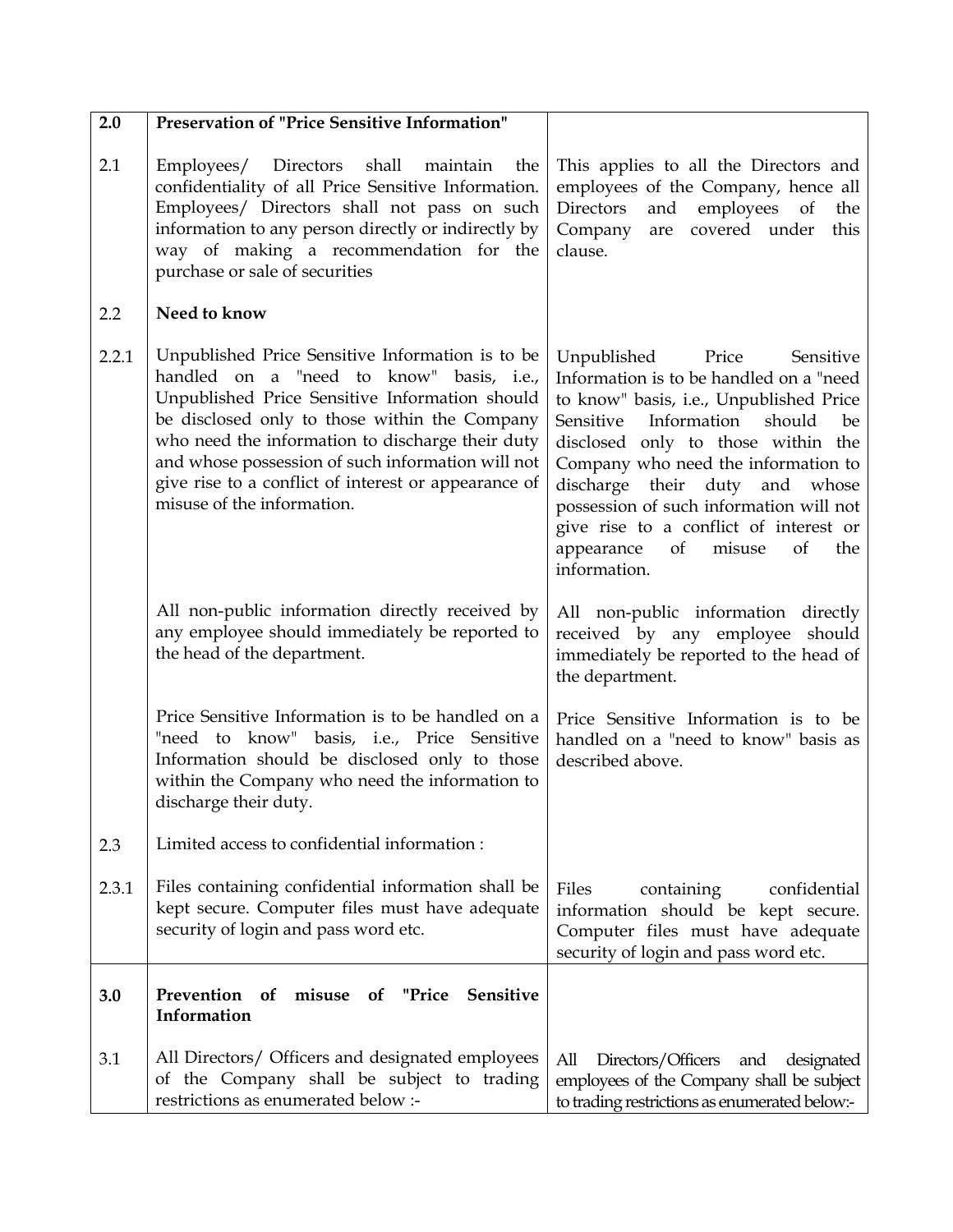| | | |
|---|---|---|
| **2.0** | **Preservation of "Price Sensitive Information"** | |
| 2.1 | Employees/ Directors shall maintain the confidentiality of all Price Sensitive Information. Employees/ Directors shall not pass on such information to any person directly or indirectly by way of making a recommendation for the purchase or sale of securities | This applies to all the Directors and employees of the Company, hence all Directors and employees of the Company are covered under this clause. |
| 2.2 | **Need to know** | |
| 2.2.1 | Unpublished Price Sensitive Information is to be handled on a "need to know" basis, i.e., Unpublished Price Sensitive Information should be disclosed only to those within the Company who need the information to discharge their duty and whose possession of such information will not give rise to a conflict of interest or appearance of misuse of the information. | Unpublished Price Sensitive Information is to be handled on a "need to know" basis, i.e., Unpublished Price Sensitive Information should be disclosed only to those within the Company who need the information to discharge their duty and whose possession of such information will not give rise to a conflict of interest or appearance of misuse of the information. |
| | All non-public information directly received by any employee should immediately be reported to the head of the department. | All non-public information directly received by any employee should immediately be reported to the head of the department. |
| | Price Sensitive Information is to be handled on a "need to know" basis, i.e., Price Sensitive Information should be disclosed only to those within the Company who need the information to discharge their duty. | Price Sensitive Information is to be handled on a "need to know" basis as described above. |
| 2.3 | Limited access to confidential information : | |
| 2.3.1 | Files containing confidential information shall be kept secure. Computer files must have adequate security of login and pass word etc. | Files containing confidential information should be kept secure. Computer files must have adequate security of login and pass word etc. |
| **3.0** | **Prevention of misuse of "Price Sensitive Information** | |
| 3.1 | All Directors/ Officers and designated employees of the Company shall be subject to trading restrictions as enumerated below :- | All Directors/Officers and designated employees of the Company shall be subject to trading restrictions as enumerated below:- |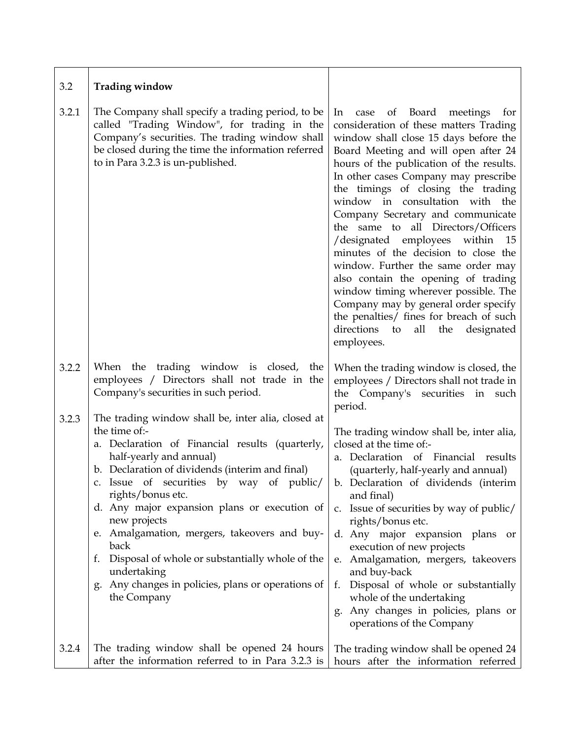| 3.2 | **Trading window** | |
|---|---|---|
| 3.2.1 | The Company shall specify a trading period, to be called "Trading Window", for trading in the Company's securities. The trading window shall be closed during the time the information referred to in Para 3.2.3 is un-published. | In case of Board meetings for consideration of these matters Trading window shall close 15 days before the Board Meeting and will open after 24 hours of the publication of the results. In other cases Company may prescribe the timings of closing the trading window in consultation with the Company Secretary and communicate the same to all Directors/Officers /designated employees within 15 minutes of the decision to close the window. Further the same order may also contain the opening of trading window timing wherever possible. The Company may by general order specify the penalties/ fines for breach of such directions to all the designated employees. |
| 3.2.2 | When the trading window is closed, the employees / Directors shall not trade in the Company's securities in such period. | When the trading window is closed, the employees / Directors shall not trade in the Company's securities in such period. |
| 3.2.3 | The trading window shall be, inter alia, closed at the time of:-<br>a. Declaration of Financial results (quarterly, half-yearly and annual)<br>b. Declaration of dividends (interim and final)<br>c. Issue of securities by way of public/ rights/bonus etc.<br>d. Any major expansion plans or execution of new projects<br>e. Amalgamation, mergers, takeovers and buy-back<br>f. Disposal of whole or substantially whole of the undertaking<br>g. Any changes in policies, plans or operations of the Company | The trading window shall be, inter alia, closed at the time of:-<br>a. Declaration of Financial results (quarterly, half-yearly and annual)<br>b. Declaration of dividends (interim and final)<br>c. Issue of securities by way of public/ rights/bonus etc.<br>d. Any major expansion plans or execution of new projects<br>e. Amalgamation, mergers, takeovers and buy-back<br>f. Disposal of whole or substantially whole of the undertaking<br>g. Any changes in policies, plans or operations of the Company |
| 3.2.4 | The trading window shall be opened 24 hours after the information referred to in Para 3.2.3 is | The trading window shall be opened 24 hours after the information referred |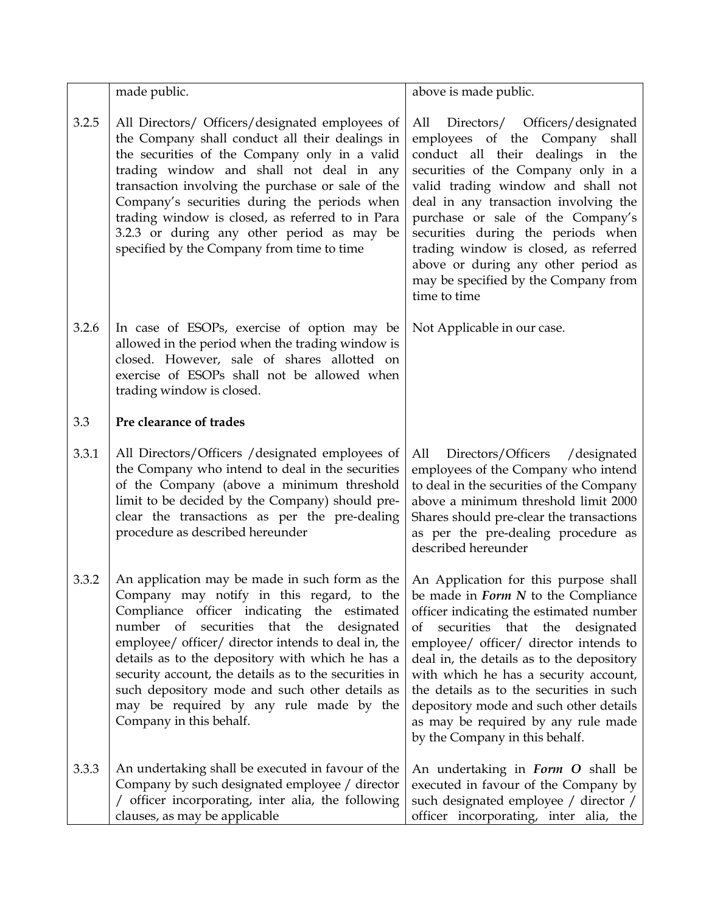| | | |
|---|---|---|
| | made public. | above is made public. |
| 3.2.5 | All Directors/ Officers/designated employees of the Company shall conduct all their dealings in the securities of the Company only in a valid trading window and shall not deal in any transaction involving the purchase or sale of the Company's securities during the periods when trading window is closed, as referred to in Para 3.2.3 or during any other period as may be specified by the Company from time to time | All Directors/ Officers/designated employees of the Company shall conduct all their dealings in the securities of the Company only in a valid trading window and shall not deal in any transaction involving the purchase or sale of the Company's securities during the periods when trading window is closed, as referred above or during any other period as may be specified by the Company from time to time |
| 3.2.6 | In case of ESOPs, exercise of option may be allowed in the period when the trading window is closed. However, sale of shares allotted on exercise of ESOPs shall not be allowed when trading window is closed. | Not Applicable in our case. |
| 3.3 | **Pre clearance of trades** | |
| 3.3.1 | All Directors/Officers /designated employees of the Company who intend to deal in the securities of the Company (above a minimum threshold limit to be decided by the Company) should pre-clear the transactions as per the pre-dealing procedure as described hereunder | All Directors/Officers /designated employees of the Company who intend to deal in the securities of the Company above a minimum threshold limit 2000 Shares should pre-clear the transactions as per the pre-dealing procedure as described hereunder |
| 3.3.2 | An application may be made in such form as the Company may notify in this regard, to the Compliance officer indicating the estimated number of securities that the designated employee/ officer/ director intends to deal in, the details as to the depository with which he has a security account, the details as to the securities in such depository mode and such other details as may be required by any rule made by the Company in this behalf. | An Application for this purpose shall be made in ***Form N*** to the Compliance officer indicating the estimated number of securities that the designated employee/ officer/ director intends to deal in, the details as to the depository with which he has a security account, the details as to the securities in such depository mode and such other details as may be required by any rule made by the Company in this behalf. |
| 3.3.3 | An undertaking shall be executed in favour of the Company by such designated employee / director / officer incorporating, inter alia, the following clauses, as may be applicable | An undertaking in ***Form O*** shall be executed in favour of the Company by such designated employee / director / officer incorporating, inter alia, the |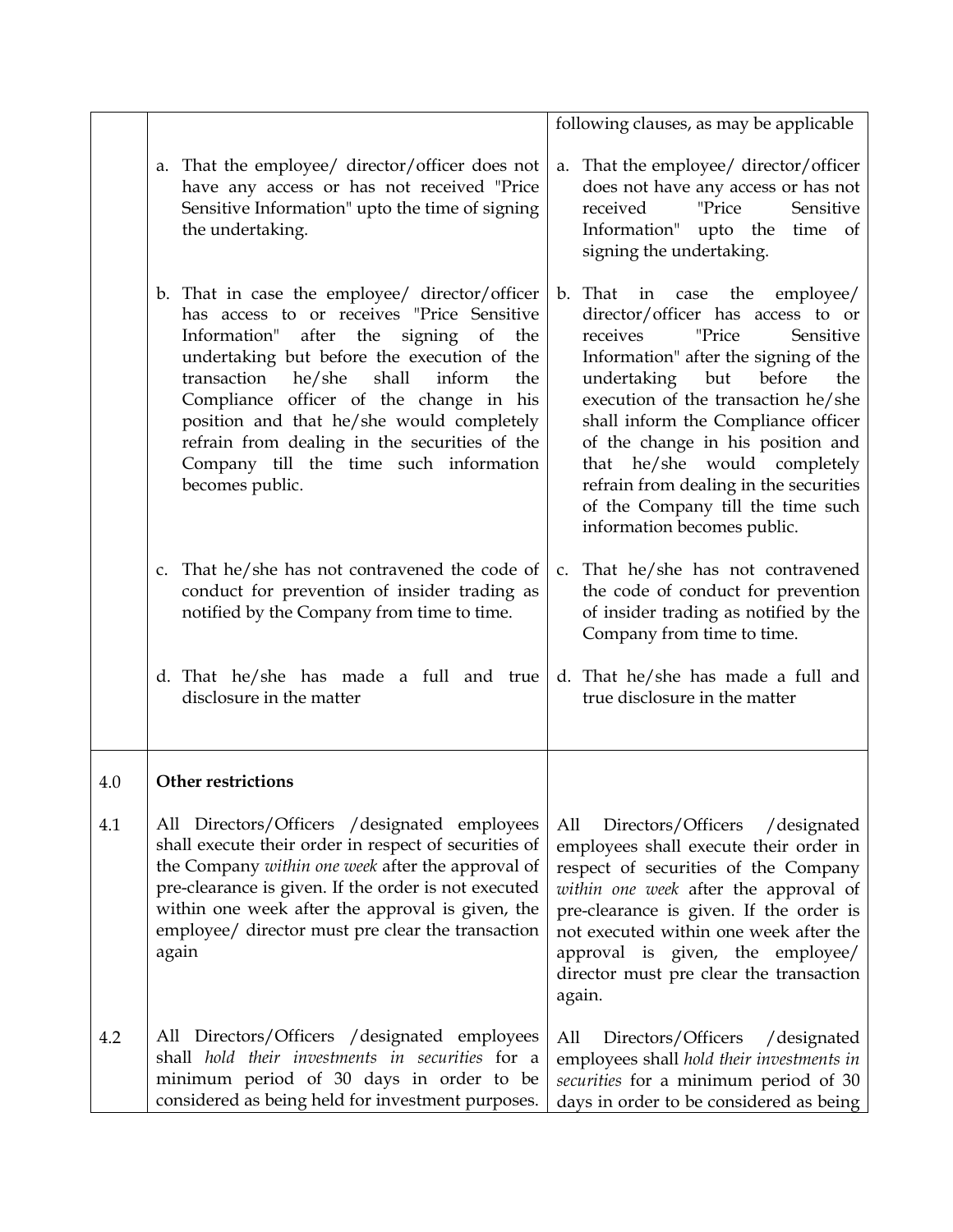| | | |
|---|---|---|
| | | following clauses, as may be applicable |
| | a. That the employee/ director/officer does not have any access or has not received "Price Sensitive Information" upto the time of signing the undertaking. | a. That the employee/ director/officer does not have any access or has not received "Price Sensitive Information" upto the time of signing the undertaking. |
| | b. That in case the employee/ director/officer has access to or receives "Price Sensitive Information" after the signing of the undertaking but before the execution of the transaction he/she shall inform the Compliance officer of the change in his position and that he/she would completely refrain from dealing in the securities of the Company till the time such information becomes public. | b. That in case the employee/ director/officer has access to or receives "Price Sensitive Information" after the signing of the undertaking but before the execution of the transaction he/she shall inform the Compliance officer of the change in his position and that he/she would completely refrain from dealing in the securities of the Company till the time such information becomes public. |
| | c. That he/she has not contravened the code of conduct for prevention of insider trading as notified by the Company from time to time. | c. That he/she has not contravened the code of conduct for prevention of insider trading as notified by the Company from time to time. |
| | d. That he/she has made a full and true disclosure in the matter | d. That he/she has made a full and true disclosure in the matter |
| 4.0 | **Other restrictions** | |
| 4.1 | All Directors/Officers /designated employees shall execute their order in respect of securities of the Company *within one week* after the approval of pre-clearance is given. If the order is not executed within one week after the approval is given, the employee/ director must pre clear the transaction again | All Directors/Officers /designated employees shall execute their order in respect of securities of the Company *within one week* after the approval of pre-clearance is given. If the order is not executed within one week after the approval is given, the employee/ director must pre clear the transaction again. |
| 4.2 | All Directors/Officers /designated employees shall *hold their investments in securities* for a minimum period of 30 days in order to be considered as being held for investment purposes. | All Directors/Officers /designated employees shall *hold their investments in securities* for a minimum period of 30 days in order to be considered as being |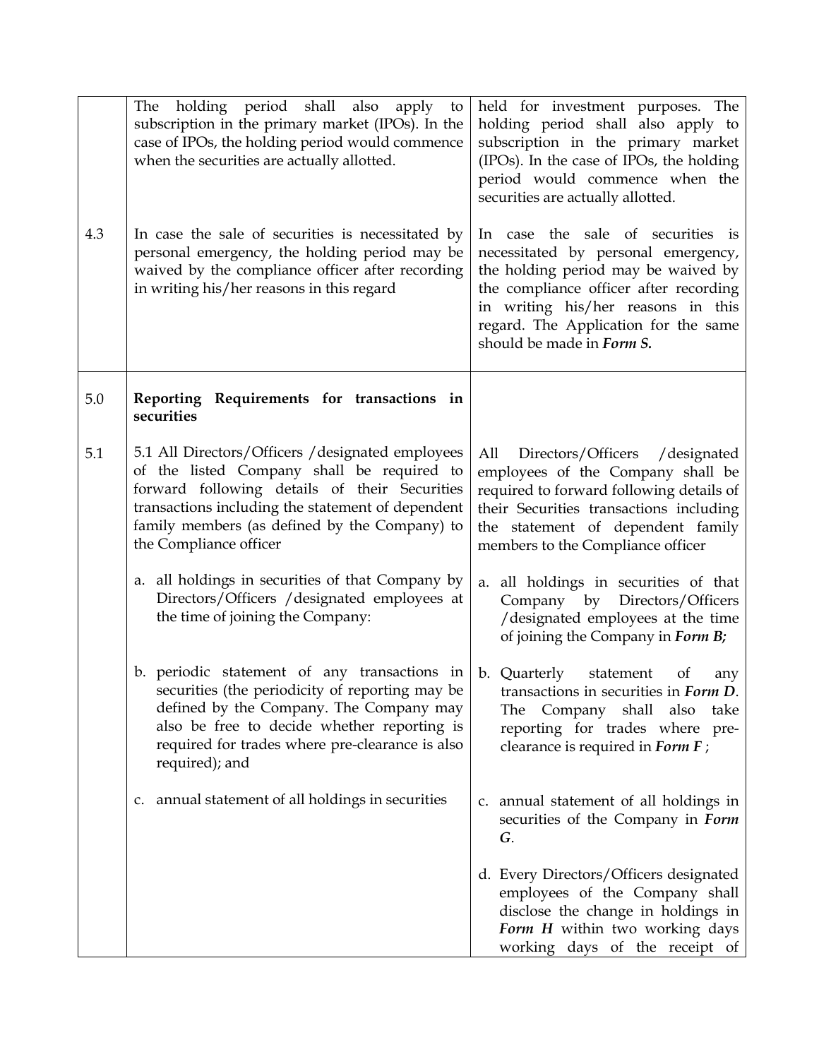| | | |
|---|---|---|
| | The holding period shall also apply to subscription in the primary market (IPOs). In the case of IPOs, the holding period would commence when the securities are actually allotted. | held for investment purposes. The holding period shall also apply to subscription in the primary market (IPOs). In the case of IPOs, the holding period would commence when the securities are actually allotted. |
| 4.3 | In case the sale of securities is necessitated by personal emergency, the holding period may be waived by the compliance officer after recording in writing his/her reasons in this regard | In case the sale of securities is necessitated by personal emergency, the holding period may be waived by the compliance officer after recording in writing his/her reasons in this regard. The Application for the same should be made in ***Form S.*** |
| 5.0 | **Reporting Requirements for transactions in securities** | |
| 5.1 | 5.1 All Directors/Officers /designated employees of the listed Company shall be required to forward following details of their Securities transactions including the statement of dependent family members (as defined by the Company) to the Compliance officer<br><br>a. all holdings in securities of that Company by Directors/Officers /designated employees at the time of joining the Company:<br><br>b. periodic statement of any transactions in securities (the periodicity of reporting may be defined by the Company. The Company may also be free to decide whether reporting is required for trades where pre-clearance is also required); and<br><br>c. annual statement of all holdings in securities | All Directors/Officers /designated employees of the Company shall be required to forward following details of their Securities transactions including the statement of dependent family members to the Compliance officer<br><br>a. all holdings in securities of that Company by Directors/Officers /designated employees at the time of joining the Company in ***Form B;***<br><br>b. Quarterly statement of any transactions in securities in ***Form D***. The Company shall also take reporting for trades where pre-clearance is required in ***Form F*** ;<br><br>c. annual statement of all holdings in securities of the Company in ***Form G***.<br><br>d. Every Directors/Officers designated employees of the Company shall disclose the change in holdings in ***Form H*** within two working days working days of the receipt of |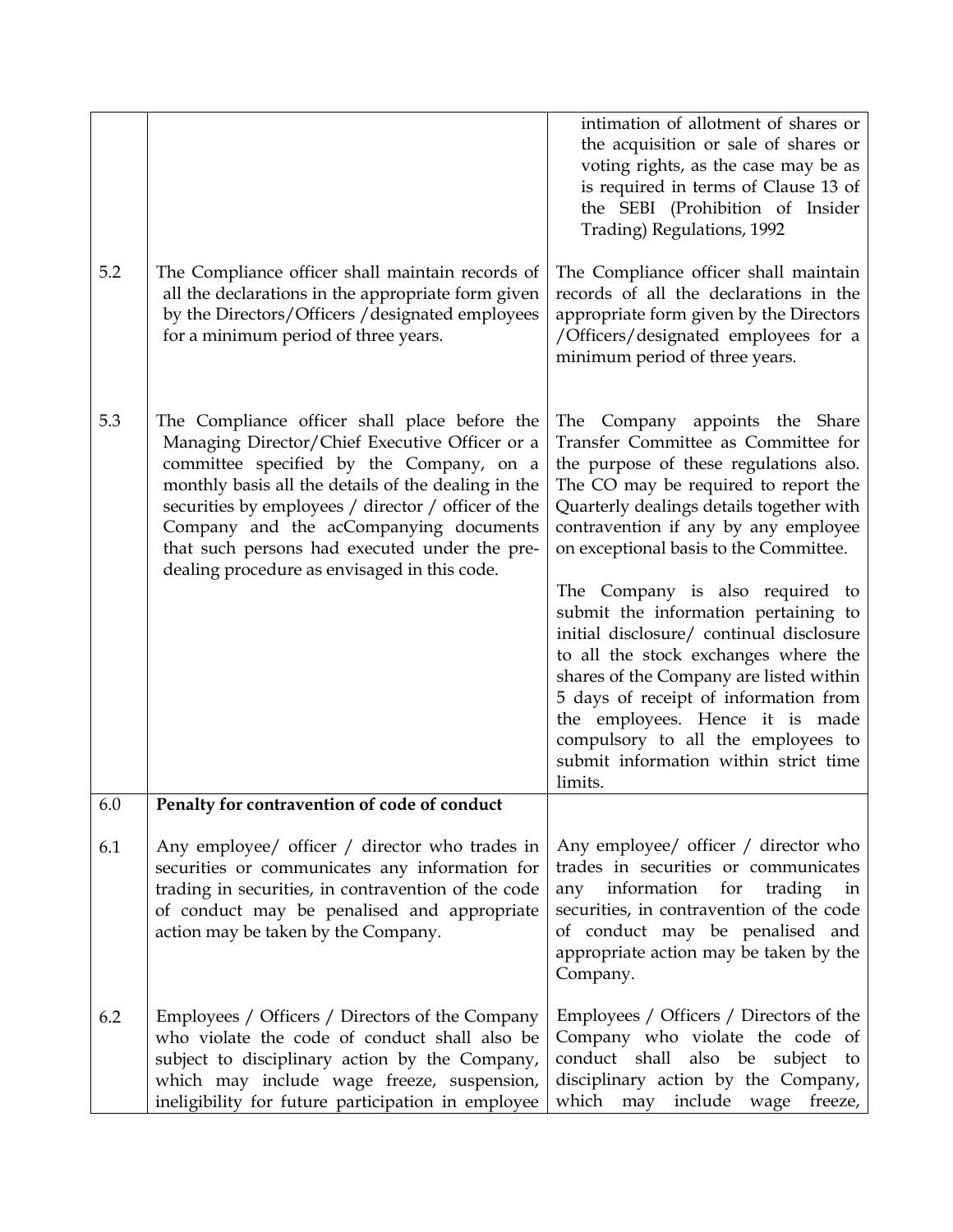| | | |
|---|---|---|
| | | intimation of allotment of shares or the acquisition or sale of shares or voting rights, as the case may be as is required in terms of Clause 13 of the SEBI (Prohibition of Insider Trading) Regulations, 1992 |
| 5.2 | The Compliance officer shall maintain records of all the declarations in the appropriate form given by the Directors/Officers /designated employees for a minimum period of three years. | The Compliance officer shall maintain records of all the declarations in the appropriate form given by the Directors /Officers/designated employees for a minimum period of three years. |
| 5.3 | The Compliance officer shall place before the Managing Director/Chief Executive Officer or a committee specified by the Company, on a monthly basis all the details of the dealing in the securities by employees / director / officer of the Company and the acCompanying documents that such persons had executed under the pre-dealing procedure as envisaged in this code. | The Company appoints the Share Transfer Committee as Committee for the purpose of these regulations also. The CO may be required to report the Quarterly dealings details together with contravention if any by any employee on exceptional basis to the Committee.<br><br>The Company is also required to submit the information pertaining to initial disclosure/ continual disclosure to all the stock exchanges where the shares of the Company are listed within 5 days of receipt of information from the employees. Hence it is made compulsory to all the employees to submit information within strict time limits. |
| 6.0 | **Penalty for contravention of code of conduct** | |
| 6.1 | Any employee/ officer / director who trades in securities or communicates any information for trading in securities, in contravention of the code of conduct may be penalised and appropriate action may be taken by the Company. | Any employee/ officer / director who trades in securities or communicates any information for trading in securities, in contravention of the code of conduct may be penalised and appropriate action may be taken by the Company. |
| 6.2 | Employees / Officers / Directors of the Company who violate the code of conduct shall also be subject to disciplinary action by the Company, which may include wage freeze, suspension, ineligibility for future participation in employee | Employees / Officers / Directors of the Company who violate the code of conduct shall also be subject to disciplinary action by the Company, which may include wage freeze, |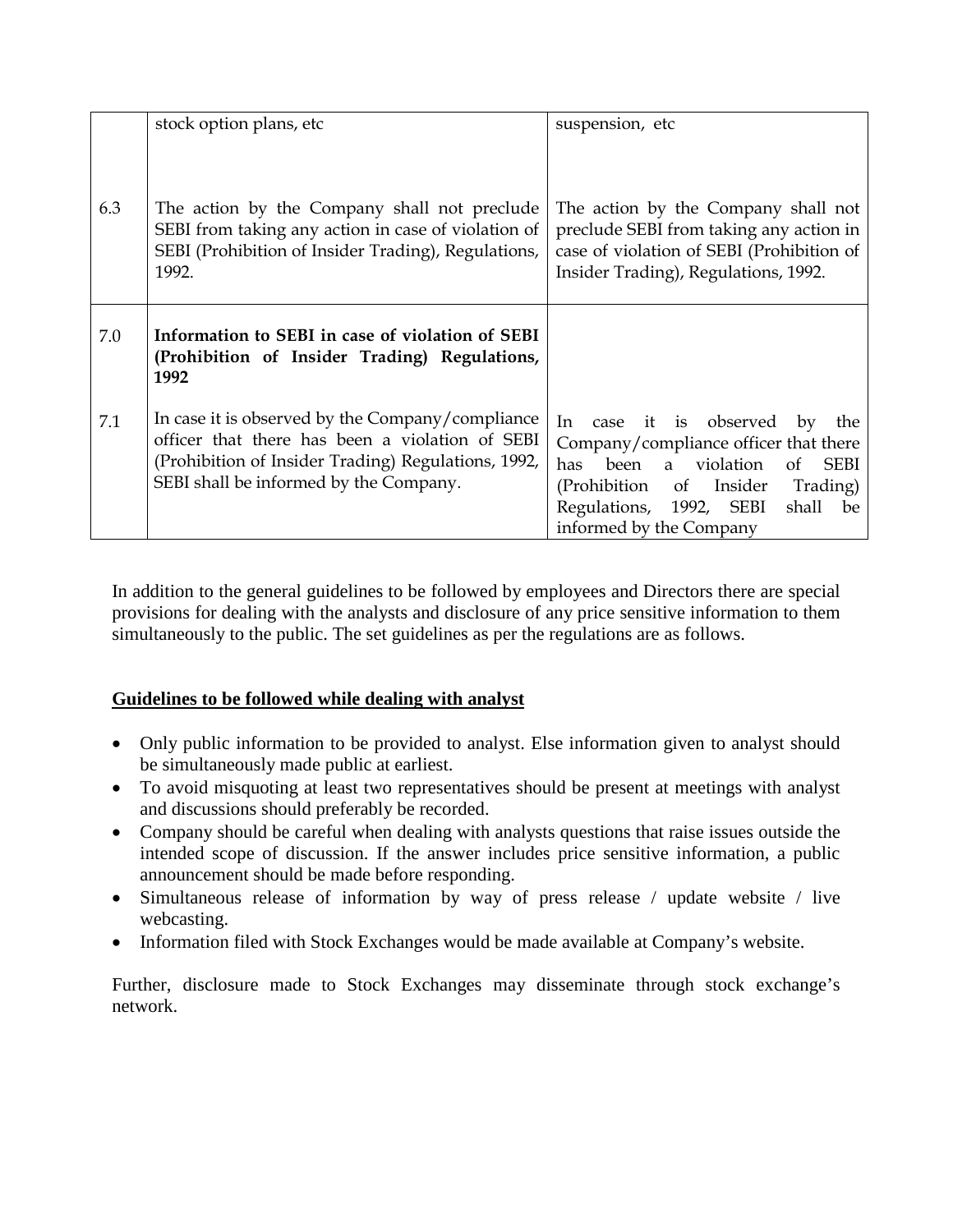| | | |
|---|---|---|
| | stock option plans, etc | suspension, etc |
| 6.3 | The action by the Company shall not preclude SEBI from taking any action in case of violation of SEBI (Prohibition of Insider Trading), Regulations, 1992. | The action by the Company shall not preclude SEBI from taking any action in case of violation of SEBI (Prohibition of Insider Trading), Regulations, 1992. |
| 7.0 | **Information to SEBI in case of violation of SEBI (Prohibition of Insider Trading) Regulations, 1992** | |
| 7.1 | In case it is observed by the Company/compliance officer that there has been a violation of SEBI (Prohibition of Insider Trading) Regulations, 1992, SEBI shall be informed by the Company. | In case it is observed by the Company/compliance officer that there has been a violation of SEBI (Prohibition of Insider Trading) Regulations, 1992, SEBI shall be informed by the Company |

In addition to the general guidelines to be followed by employees and Directors there are special provisions for dealing with the analysts and disclosure of any price sensitive information to them simultaneously to the public. The set guidelines as per the regulations are as follows.

**Guidelines to be followed while dealing with analyst**

- Only public information to be provided to analyst. Else information given to analyst should be simultaneously made public at earliest.
- To avoid misquoting at least two representatives should be present at meetings with analyst and discussions should preferably be recorded.
- Company should be careful when dealing with analysts questions that raise issues outside the intended scope of discussion. If the answer includes price sensitive information, a public announcement should be made before responding.
- Simultaneous release of information by way of press release / update website / live webcasting.
- Information filed with Stock Exchanges would be made available at Company's website.

Further, disclosure made to Stock Exchanges may disseminate through stock exchange's network.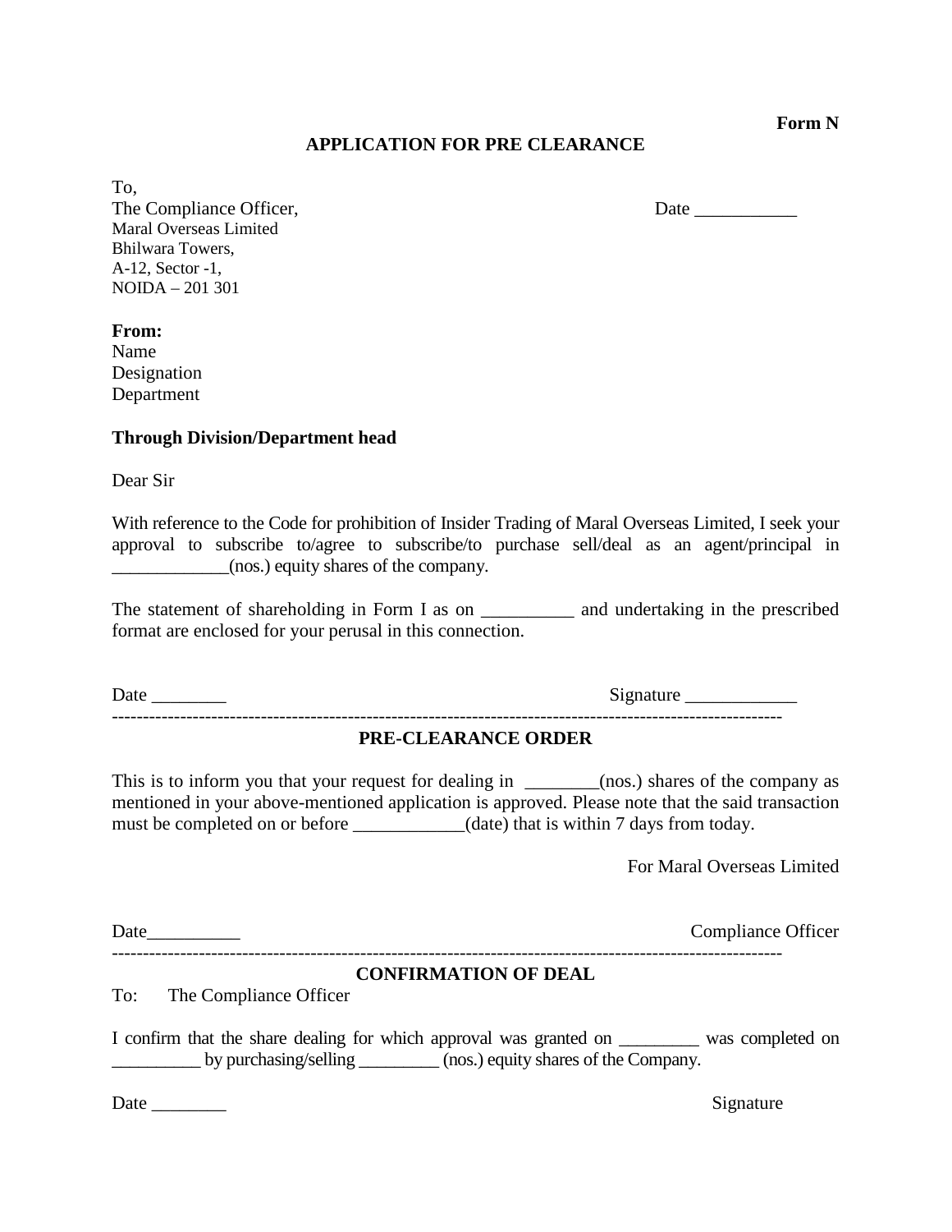**Form N**

**APPLICATION FOR PRE CLEARANCE**

To,
The Compliance Officer, Date ___________
Maral Overseas Limited
Bhilwara Towers,
A-12, Sector -1,
NOIDA – 201 301

**From:**
Name
Designation
Department

**Through Division/Department head**

Dear Sir

With reference to the Code for prohibition of Insider Trading of Maral Overseas Limited, I seek your approval to subscribe to/agree to subscribe/to purchase sell/deal as an agent/principal in _____________(nos.) equity shares of the company.

The statement of shareholding in Form I as on __________ and undertaking in the prescribed format are enclosed for your perusal in this connection.

Date ________ Signature ____________

---

**PRE-CLEARANCE ORDER**

This is to inform you that your request for dealing in ________(nos.) shares of the company as mentioned in your above-mentioned application is approved. Please note that the said transaction must be completed on or before ____________(date) that is within 7 days from today.

For Maral Overseas Limited

Date__________ Compliance Officer

---

**CONFIRMATION OF DEAL**

To: The Compliance Officer

I confirm that the share dealing for which approval was granted on _________ was completed on __________ by purchasing/selling _________ (nos.) equity shares of the Company.

Date ________ Signature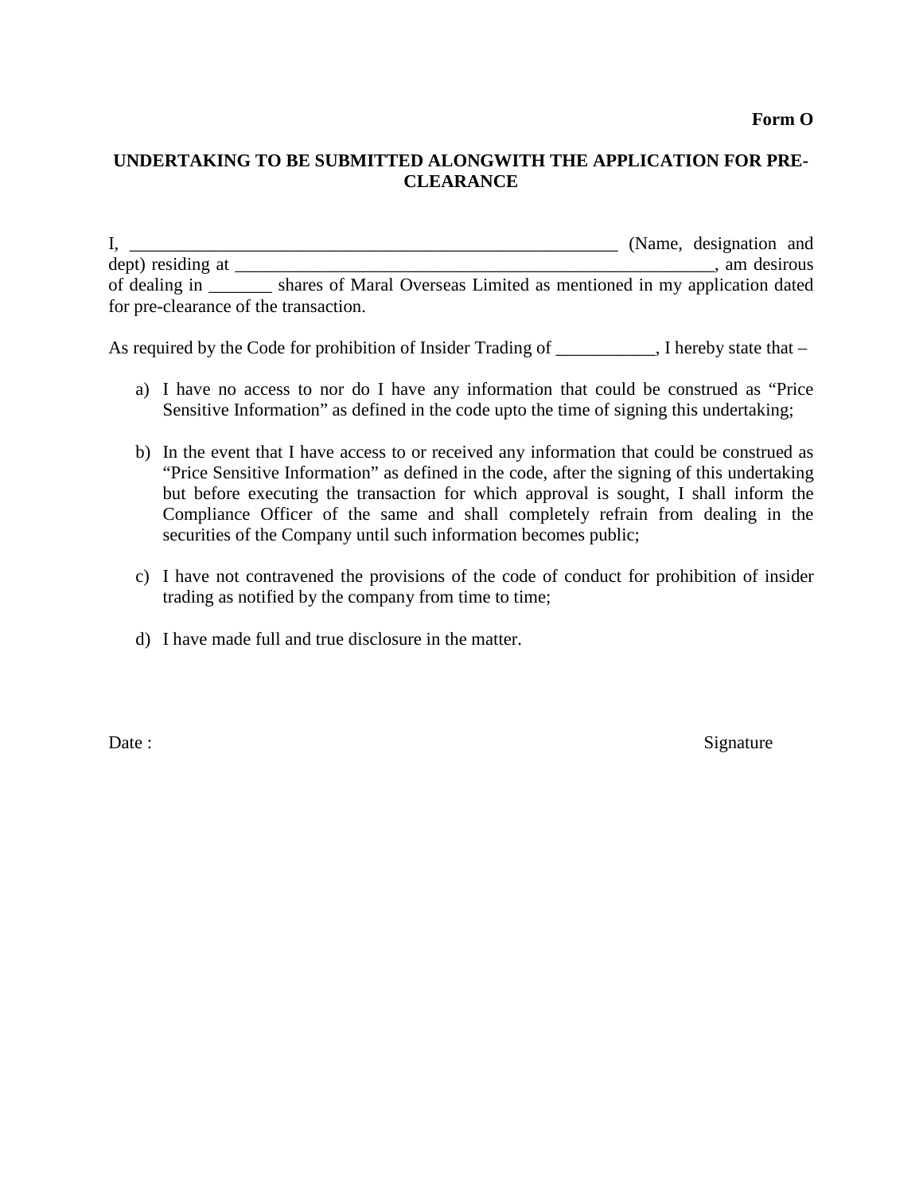**Form O**

**UNDERTAKING TO BE SUBMITTED ALONGWITH THE APPLICATION FOR PRE-CLEARANCE**

I, _________________________________________________________ (Name, designation and dept) residing at _______________________________________________________, am desirous of dealing in _______ shares of Maral Overseas Limited as mentioned in my application dated for pre-clearance of the transaction.

As required by the Code for prohibition of Insider Trading of ___________, I hereby state that –

a) I have no access to nor do I have any information that could be construed as "Price Sensitive Information" as defined in the code upto the time of signing this undertaking;

b) In the event that I have access to or received any information that could be construed as "Price Sensitive Information" as defined in the code, after the signing of this undertaking but before executing the transaction for which approval is sought, I shall inform the Compliance Officer of the same and shall completely refrain from dealing in the securities of the Company until such information becomes public;

c) I have not contravened the provisions of the code of conduct for prohibition of insider trading as notified by the company from time to time;

d) I have made full and true disclosure in the matter.

Date : Signature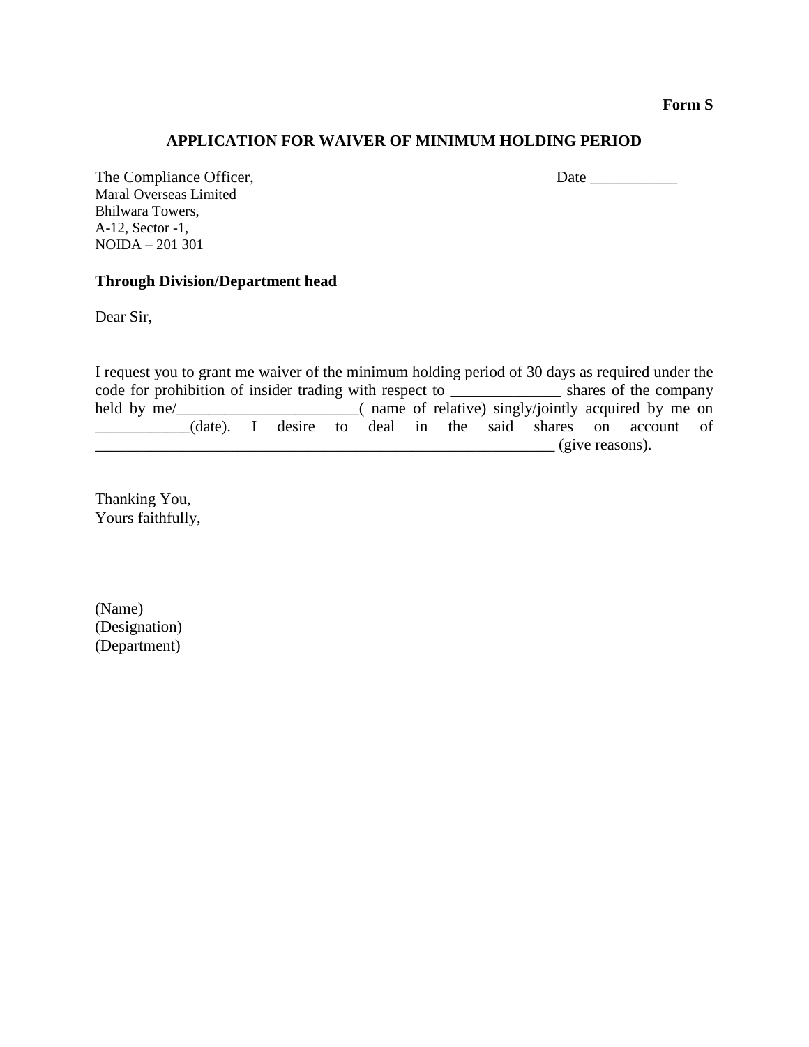**Form S**

## APPLICATION FOR WAIVER OF MINIMUM HOLDING PERIOD

The Compliance Officer,
Maral Overseas Limited
Bhilwara Towers,
A-12, Sector -1,
NOIDA – 201 301

Date ___________

**Through Division/Department head**

Dear Sir,

I request you to grant me waiver of the minimum holding period of 30 days as required under the code for prohibition of insider trading with respect to ______________ shares of the company held by me/_______________________( name of relative) singly/jointly acquired by me on ____________(date). I desire to deal in the said shares on account of _____________________________________________________________ (give reasons).

Thanking You,
Yours faithfully,

(Name)
(Designation)
(Department)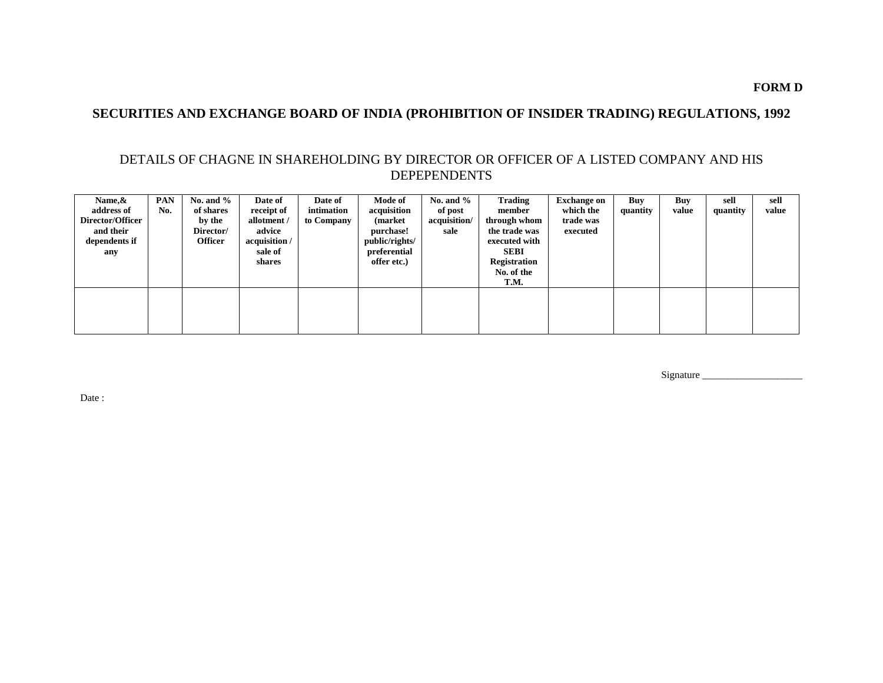**FORM D**

## SECURITIES AND EXCHANGE BOARD OF INDIA (PROHIBITION OF INSIDER TRADING) REGULATIONS, 1992

DETAILS OF CHAGNE IN SHAREHOLDING BY DIRECTOR OR OFFICER OF A LISTED COMPANY AND HIS DEPEPENDENTS

| Name,& address of Director/Officer and their dependents if any | PAN No. | No. and % of shares by the Director/ Officer | Date of receipt of allotment / advice acquisition / sale of shares | Date of intimation to Company | Mode of acquisition (market purchase! public/rights/ preferential offer etc.) | No. and % of post acquisition/ sale | Trading member through whom the trade was executed with SEBI Registration No. of the T.M. | Exchange on which the trade was executed | Buy quantity | Buy value | sell quantity | sell value |
|---|---|---|---|---|---|---|---|---|---|---|---|---|
| | | | | | | | | | | | | |

Signature ____________________

Date :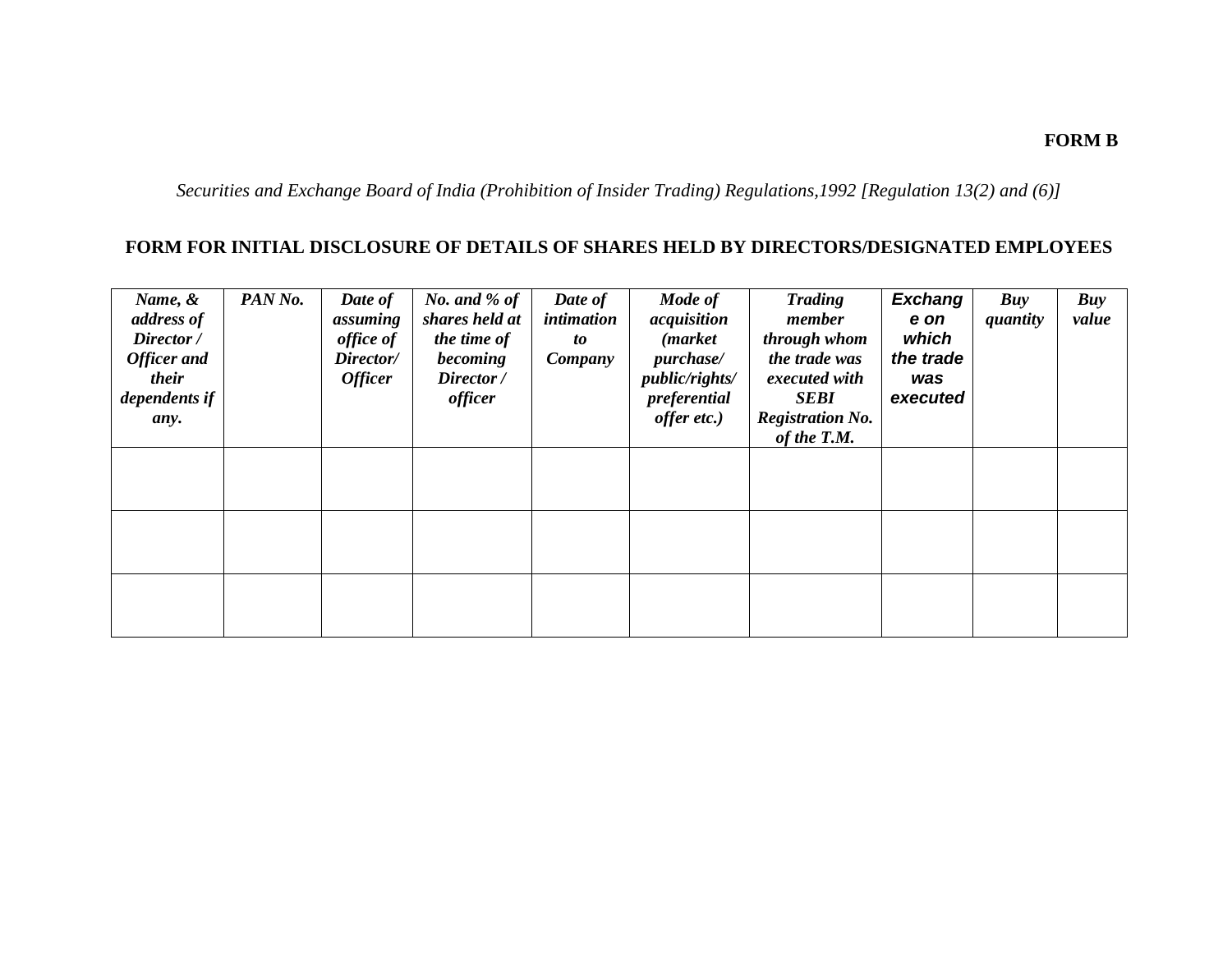**FORM B**

*Securities and Exchange Board of India (Prohibition of Insider Trading) Regulations,1992 [Regulation 13(2) and (6)]*

## FORM FOR INITIAL DISCLOSURE OF DETAILS OF SHARES HELD BY DIRECTORS/DESIGNATED EMPLOYEES

| *Name, & address of Director / Officer and their dependents if any.* | *PAN No.* | *Date of assuming office of Director/ Officer* | *No. and % of shares held at the time of becoming Director / officer* | *Date of intimation to Company* | *Mode of acquisition (market purchase/ public/rights/ preferential offer etc.)* | *Trading member through whom the trade was executed with SEBI Registration No. of the T.M.* | *Exchange on which the trade was executed* | *Buy quantity* | *Buy value* |
|---|---|---|---|---|---|---|---|---|---|
| | | | | | | | | | |
| | | | | | | | | | |
| | | | | | | | | | |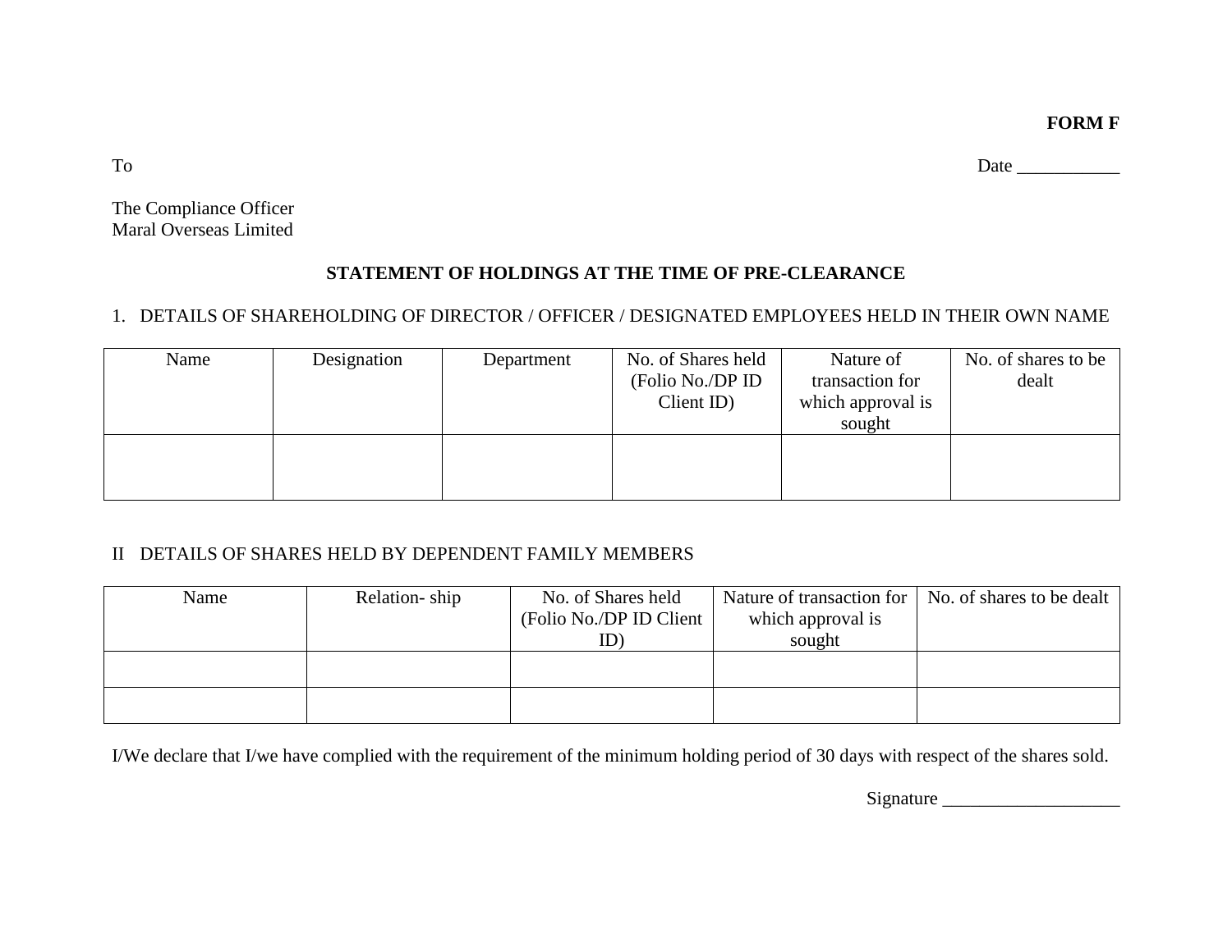**FORM F**

To

Date ___________

The Compliance Officer
Maral Overseas Limited

## STATEMENT OF HOLDINGS AT THE TIME OF PRE-CLEARANCE

1. DETAILS OF SHAREHOLDING OF DIRECTOR / OFFICER / DESIGNATED EMPLOYEES HELD IN THEIR OWN NAME

| Name | Designation | Department | No. of Shares held (Folio No./DP ID Client ID) | Nature of transaction for which approval is sought | No. of shares to be dealt |
|---|---|---|---|---|---|
| | | | | | |

II DETAILS OF SHARES HELD BY DEPENDENT FAMILY MEMBERS

| Name | Relation- ship | No. of Shares held (Folio No./DP ID Client ID) | Nature of transaction for which approval is sought | No. of shares to be dealt |
|---|---|---|---|---|
| | | | | |
| | | | | |

I/We declare that I/we have complied with the requirement of the minimum holding period of 30 days with respect of the shares sold.

Signature ___________________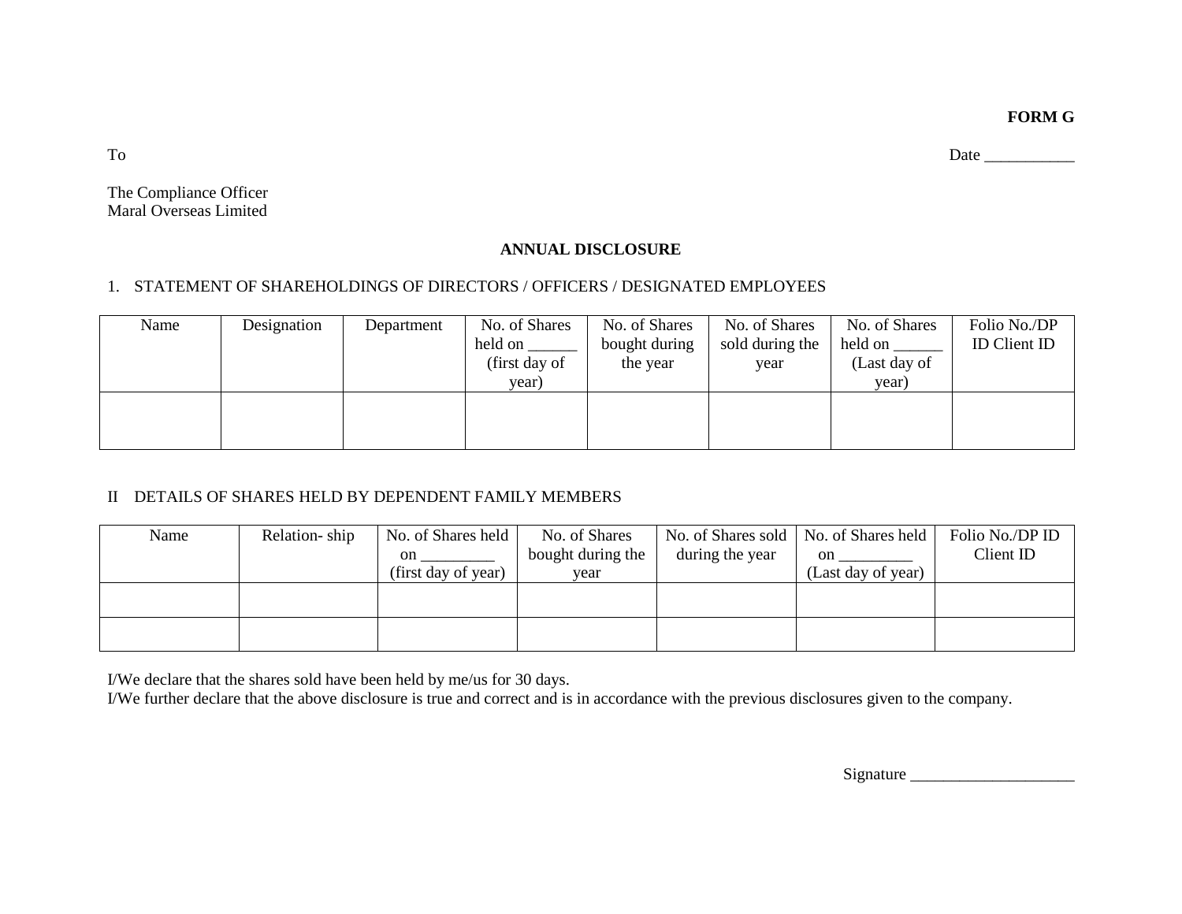**FORM G**

To

Date ___________

The Compliance Officer
Maral Overseas Limited

## ANNUAL DISCLOSURE

1. STATEMENT OF SHAREHOLDINGS OF DIRECTORS / OFFICERS / DESIGNATED EMPLOYEES

| Name | Designation | Department | No. of Shares held on ______ (first day of year) | No. of Shares bought during the year | No. of Shares sold during the year | No. of Shares held on ______ (Last day of year) | Folio No./DP ID Client ID |
|---|---|---|---|---|---|---|---|
| | | | | | | | |

II DETAILS OF SHARES HELD BY DEPENDENT FAMILY MEMBERS

| Name | Relation- ship | No. of Shares held on _________ (first day of year) | No. of Shares bought during the year | No. of Shares sold during the year | No. of Shares held on _________ (Last day of year) | Folio No./DP ID Client ID |
|---|---|---|---|---|---|---|
| | | | | | | |
| | | | | | | |

I/We declare that the shares sold have been held by me/us for 30 days.
I/We further declare that the above disclosure is true and correct and is in accordance with the previous disclosures given to the company.

Signature ____________________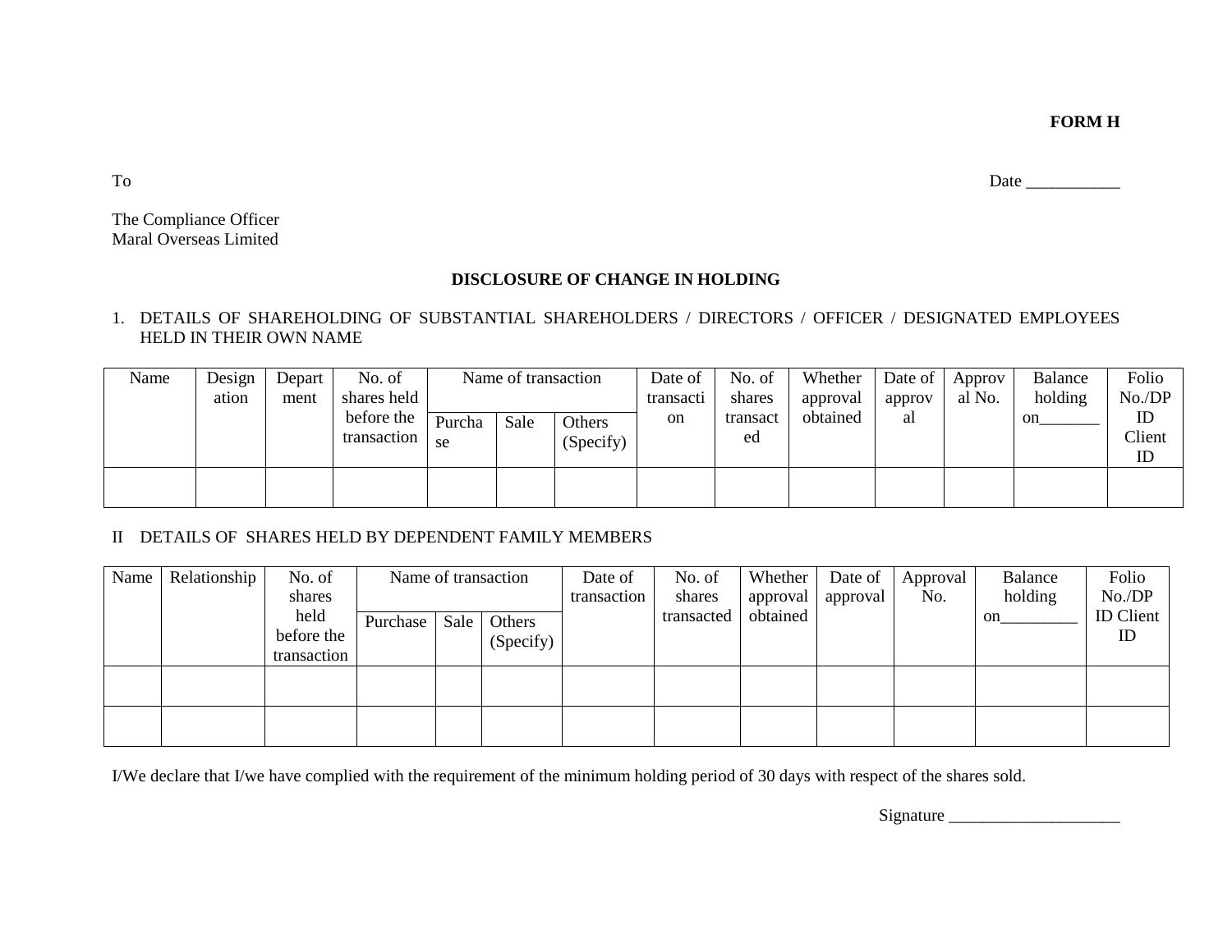**FORM H**

To

Date ___________

The Compliance Officer
Maral Overseas Limited

**DISCLOSURE OF CHANGE IN HOLDING**

1. DETAILS OF SHAREHOLDING OF SUBSTANTIAL SHAREHOLDERS / DIRECTORS / OFFICER / DESIGNATED EMPLOYEES HELD IN THEIR OWN NAME

| Name | Designation | Department | No. of shares held before the transaction | Name of transaction | | | Date of transaction | No. of shares transacted | Whether approval obtained | Date of approval | Approval No. | Balance holding on_______ | Folio No./DP ID Client ID |
|---|---|---|---|---|---|---|---|---|---|---|---|---|---|
| | | | | Purchase | Sale | Others (Specify) | | | | | | | |
| | | | | | | | | | | | | | |

II DETAILS OF SHARES HELD BY DEPENDENT FAMILY MEMBERS

| Name | Relationship | No. of shares held before the transaction | Name of transaction | | | Date of transaction | No. of shares transacted | Whether approval obtained | Date of approval | Approval No. | Balance holding on_________ | Folio No./DP ID Client ID |
|---|---|---|---|---|---|---|---|---|---|---|---|---|
| | | | Purchase | Sale | Others (Specify) | | | | | | | |
| | | | | | | | | | | | | |
| | | | | | | | | | | | | |

I/We declare that I/we have complied with the requirement of the minimum holding period of 30 days with respect of the shares sold.

Signature ____________________